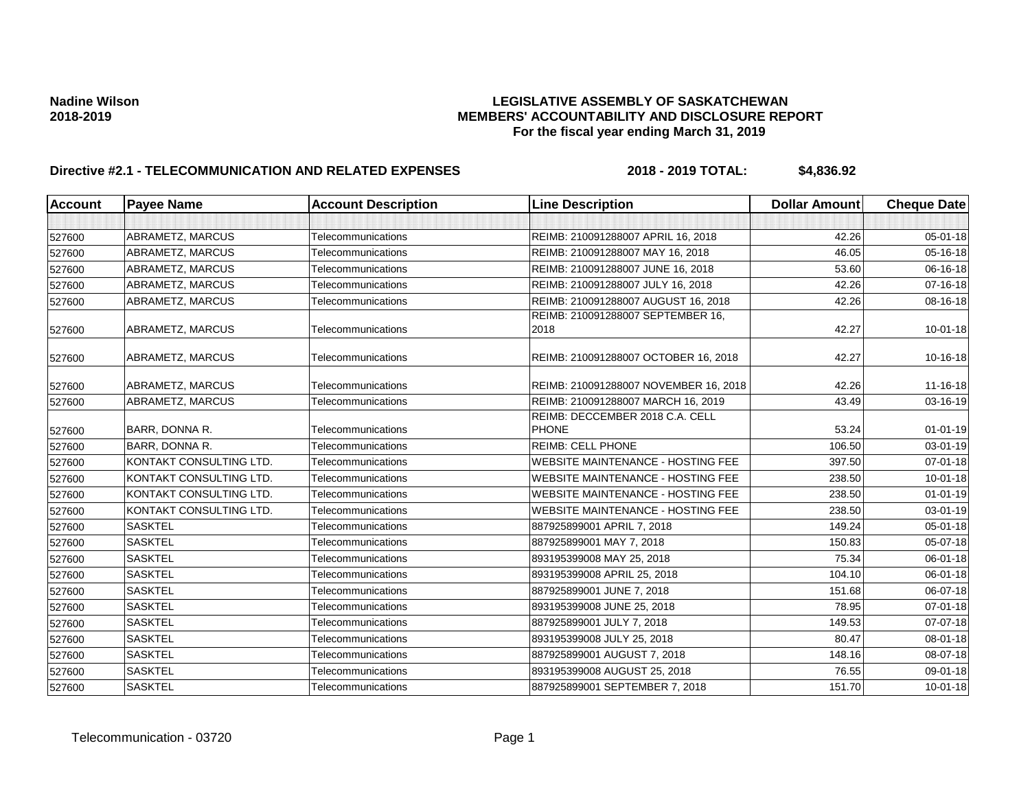**Nadine Wilson**
**2018-2019**

**LEGISLATIVE ASSEMBLY OF SASKATCHEWAN**
**MEMBERS' ACCOUNTABILITY AND DISCLOSURE REPORT**
**For the fiscal year ending March 31, 2019**

**Directive #2.1 - TELECOMMUNICATION AND RELATED EXPENSES** **2018 - 2019 TOTAL: $4,836.92**

| Account | Payee Name | Account Description | Line Description | Dollar Amount | Cheque Date |
|---|---|---|---|---|---|
| | | | | | |
| 527600 | ABRAMETZ, MARCUS | Telecommunications | REIMB: 210091288007 APRIL 16, 2018 | 42.26 | 05-01-18 |
| 527600 | ABRAMETZ, MARCUS | Telecommunications | REIMB: 210091288007 MAY 16, 2018 | 46.05 | 05-16-18 |
| 527600 | ABRAMETZ, MARCUS | Telecommunications | REIMB: 210091288007 JUNE 16, 2018 | 53.60 | 06-16-18 |
| 527600 | ABRAMETZ, MARCUS | Telecommunications | REIMB: 210091288007 JULY 16, 2018 | 42.26 | 07-16-18 |
| 527600 | ABRAMETZ, MARCUS | Telecommunications | REIMB: 210091288007 AUGUST 16, 2018 | 42.26 | 08-16-18 |
| 527600 | ABRAMETZ, MARCUS | Telecommunications | REIMB: 210091288007 SEPTEMBER 16, 2018 | 42.27 | 10-01-18 |
| 527600 | ABRAMETZ, MARCUS | Telecommunications | REIMB: 210091288007 OCTOBER 16, 2018 | 42.27 | 10-16-18 |
| 527600 | ABRAMETZ, MARCUS | Telecommunications | REIMB: 210091288007 NOVEMBER 16, 2018 | 42.26 | 11-16-18 |
| 527600 | ABRAMETZ, MARCUS | Telecommunications | REIMB: 210091288007 MARCH 16, 2019 | 43.49 | 03-16-19 |
| 527600 | BARR, DONNA R. | Telecommunications | REIMB: DECCEMBER 2018 C.A. CELL PHONE | 53.24 | 01-01-19 |
| 527600 | BARR, DONNA R. | Telecommunications | REIMB: CELL PHONE | 106.50 | 03-01-19 |
| 527600 | KONTAKT CONSULTING LTD. | Telecommunications | WEBSITE MAINTENANCE - HOSTING FEE | 397.50 | 07-01-18 |
| 527600 | KONTAKT CONSULTING LTD. | Telecommunications | WEBSITE MAINTENANCE - HOSTING FEE | 238.50 | 10-01-18 |
| 527600 | KONTAKT CONSULTING LTD. | Telecommunications | WEBSITE MAINTENANCE - HOSTING FEE | 238.50 | 01-01-19 |
| 527600 | KONTAKT CONSULTING LTD. | Telecommunications | WEBSITE MAINTENANCE - HOSTING FEE | 238.50 | 03-01-19 |
| 527600 | SASKTEL | Telecommunications | 887925899001 APRIL 7, 2018 | 149.24 | 05-01-18 |
| 527600 | SASKTEL | Telecommunications | 887925899001 MAY 7, 2018 | 150.83 | 05-07-18 |
| 527600 | SASKTEL | Telecommunications | 893195399008 MAY 25, 2018 | 75.34 | 06-01-18 |
| 527600 | SASKTEL | Telecommunications | 893195399008 APRIL 25, 2018 | 104.10 | 06-01-18 |
| 527600 | SASKTEL | Telecommunications | 887925899001 JUNE 7, 2018 | 151.68 | 06-07-18 |
| 527600 | SASKTEL | Telecommunications | 893195399008 JUNE 25, 2018 | 78.95 | 07-01-18 |
| 527600 | SASKTEL | Telecommunications | 887925899001 JULY 7, 2018 | 149.53 | 07-07-18 |
| 527600 | SASKTEL | Telecommunications | 893195399008 JULY 25, 2018 | 80.47 | 08-01-18 |
| 527600 | SASKTEL | Telecommunications | 887925899001 AUGUST 7, 2018 | 148.16 | 08-07-18 |
| 527600 | SASKTEL | Telecommunications | 893195399008 AUGUST 25, 2018 | 76.55 | 09-01-18 |
| 527600 | SASKTEL | Telecommunications | 887925899001 SEPTEMBER 7, 2018 | 151.70 | 10-01-18 |

Telecommunication - 03720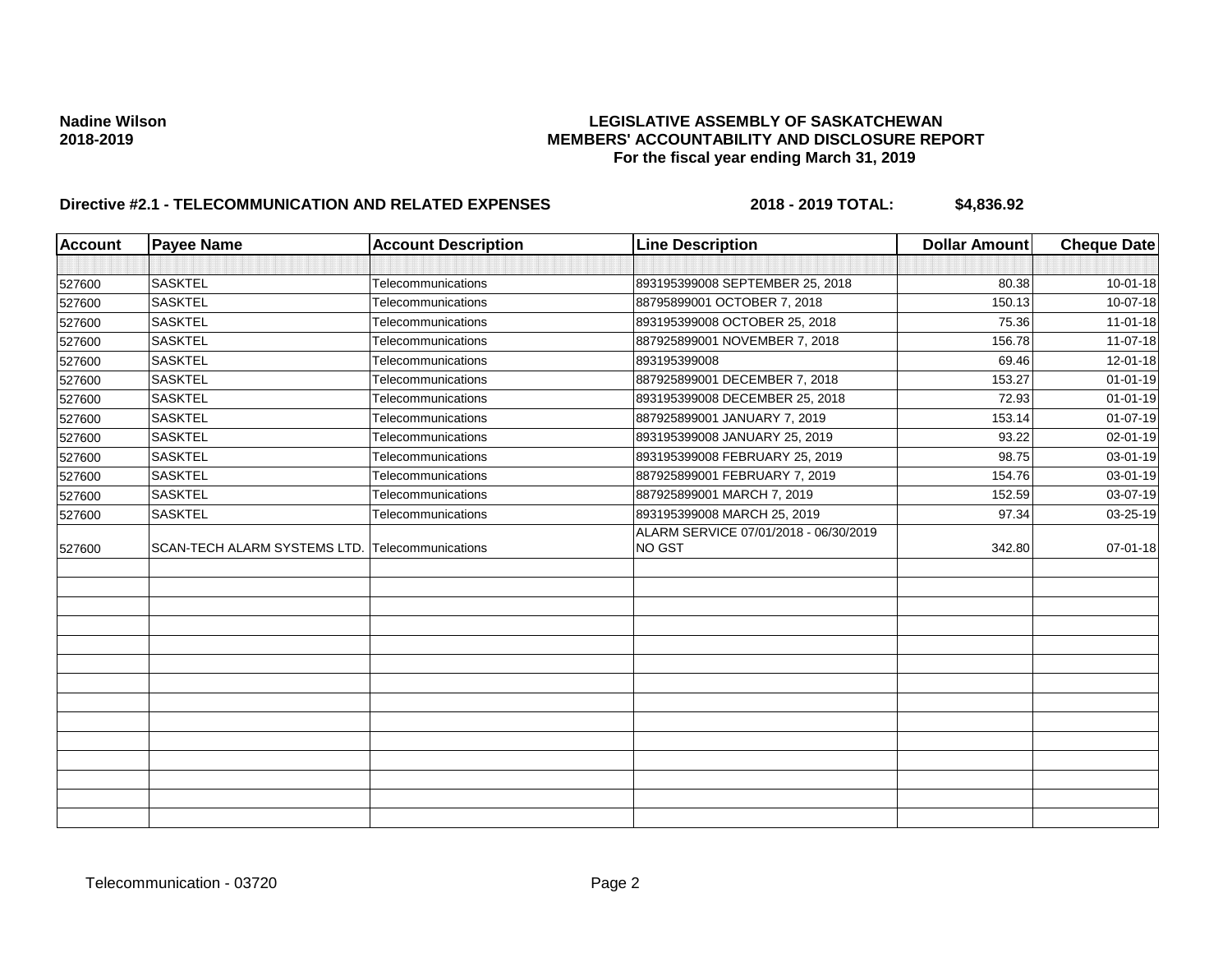**Nadine Wilson**
**2018-2019**

**LEGISLATIVE ASSEMBLY OF SASKATCHEWAN**
**MEMBERS' ACCOUNTABILITY AND DISCLOSURE REPORT**
**For the fiscal year ending March 31, 2019**

**Directive #2.1 - TELECOMMUNICATION AND RELATED EXPENSES** **2018 - 2019 TOTAL: $4,836.92**

| Account | Payee Name | Account Description | Line Description | Dollar Amount | Cheque Date |
|---|---|---|---|---|---|
| | | | | | |
| 527600 | SASKTEL | Telecommunications | 893195399008 SEPTEMBER 25, 2018 | 80.38 | 10-01-18 |
| 527600 | SASKTEL | Telecommunications | 88795899001 OCTOBER 7, 2018 | 150.13 | 10-07-18 |
| 527600 | SASKTEL | Telecommunications | 893195399008 OCTOBER 25, 2018 | 75.36 | 11-01-18 |
| 527600 | SASKTEL | Telecommunications | 887925899001 NOVEMBER 7, 2018 | 156.78 | 11-07-18 |
| 527600 | SASKTEL | Telecommunications | 893195399008 | 69.46 | 12-01-18 |
| 527600 | SASKTEL | Telecommunications | 887925899001 DECEMBER 7, 2018 | 153.27 | 01-01-19 |
| 527600 | SASKTEL | Telecommunications | 893195399008 DECEMBER 25, 2018 | 72.93 | 01-01-19 |
| 527600 | SASKTEL | Telecommunications | 887925899001 JANUARY 7, 2019 | 153.14 | 01-07-19 |
| 527600 | SASKTEL | Telecommunications | 893195399008 JANUARY 25, 2019 | 93.22 | 02-01-19 |
| 527600 | SASKTEL | Telecommunications | 893195399008 FEBRUARY 25, 2019 | 98.75 | 03-01-19 |
| 527600 | SASKTEL | Telecommunications | 887925899001 FEBRUARY 7, 2019 | 154.76 | 03-01-19 |
| 527600 | SASKTEL | Telecommunications | 887925899001 MARCH 7, 2019 | 152.59 | 03-07-19 |
| 527600 | SASKTEL | Telecommunications | 893195399008 MARCH 25, 2019 | 97.34 | 03-25-19 |
| 527600 | SCAN-TECH ALARM SYSTEMS LTD. | Telecommunications | ALARM SERVICE 07/01/2018 - 06/30/2019 NO GST | 342.80 | 07-01-18 |
| | | | | | |
| | | | | | |
| | | | | | |
| | | | | | |
| | | | | | |
| | | | | | |
| | | | | | |
| | | | | | |
| | | | | | |
| | | | | | |
| | | | | | |
| | | | | | |
| | | | | | |
| | | | | | |

Telecommunication - 03720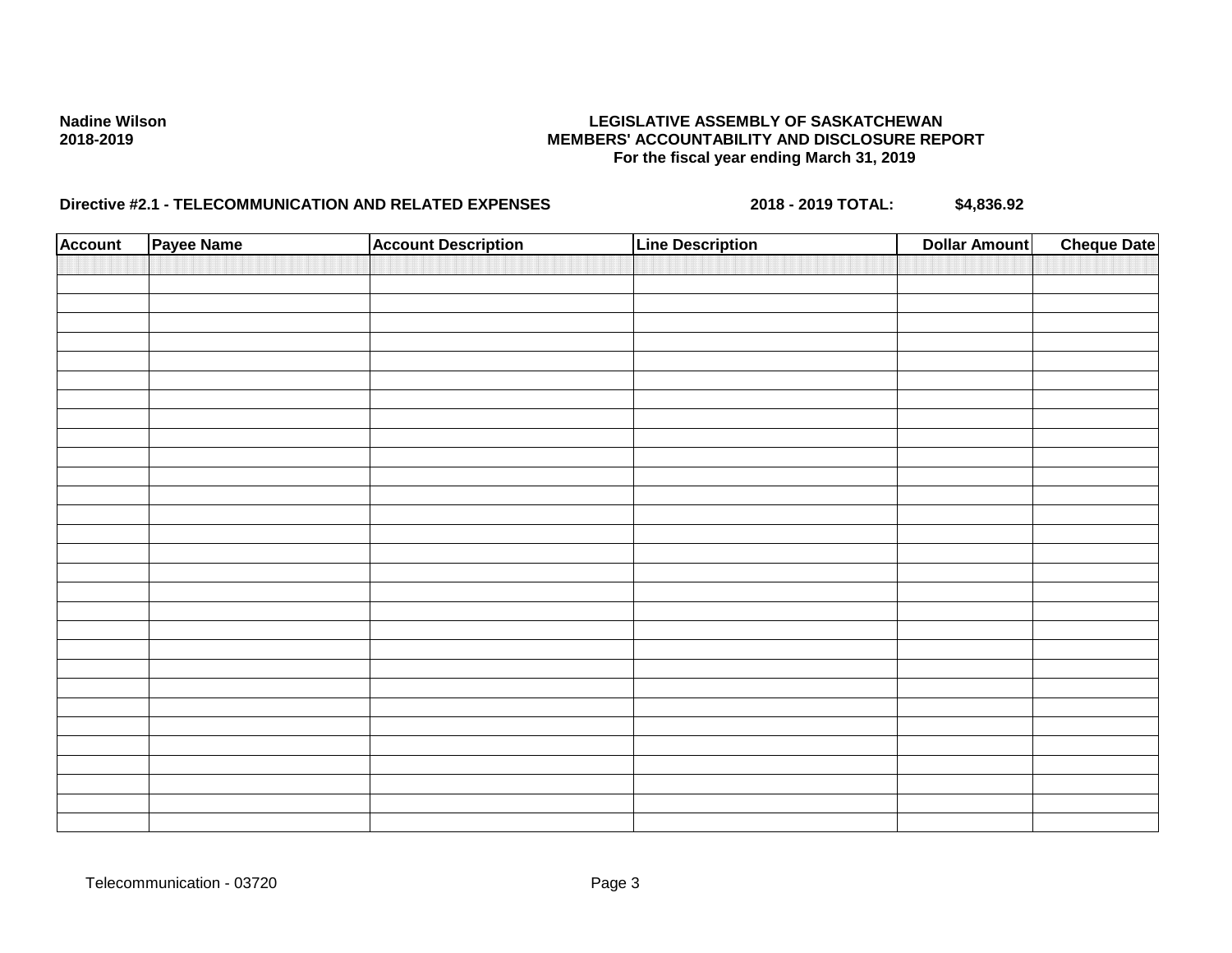**Nadine Wilson**
**2018-2019**

**LEGISLATIVE ASSEMBLY OF SASKATCHEWAN**
**MEMBERS' ACCOUNTABILITY AND DISCLOSURE REPORT**
**For the fiscal year ending March 31, 2019**

**Directive #2.1 - TELECOMMUNICATION AND RELATED EXPENSES** **2018 - 2019 TOTAL:** **$4,836.92**

| Account | Payee Name | Account Description | Line Description | Dollar Amount | Cheque Date |
|---|---|---|---|---|---|
| | | | | | |

Telecommunication - 03720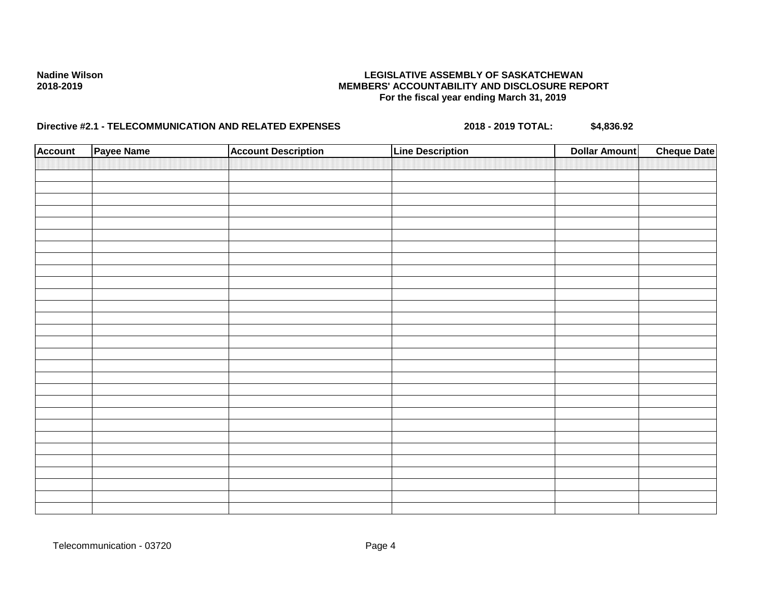**Nadine Wilson**
**2018-2019**

**LEGISLATIVE ASSEMBLY OF SASKATCHEWAN**
**MEMBERS' ACCOUNTABILITY AND DISCLOSURE REPORT**
**For the fiscal year ending March 31, 2019**

**Directive #2.1 - TELECOMMUNICATION AND RELATED EXPENSES** **2018 - 2019 TOTAL: $4,836.92**

| Account | Payee Name | Account Description | Line Description | Dollar Amount | Cheque Date |
|---|---|---|---|---|---|
| | | | | | |

Telecommunication - 03720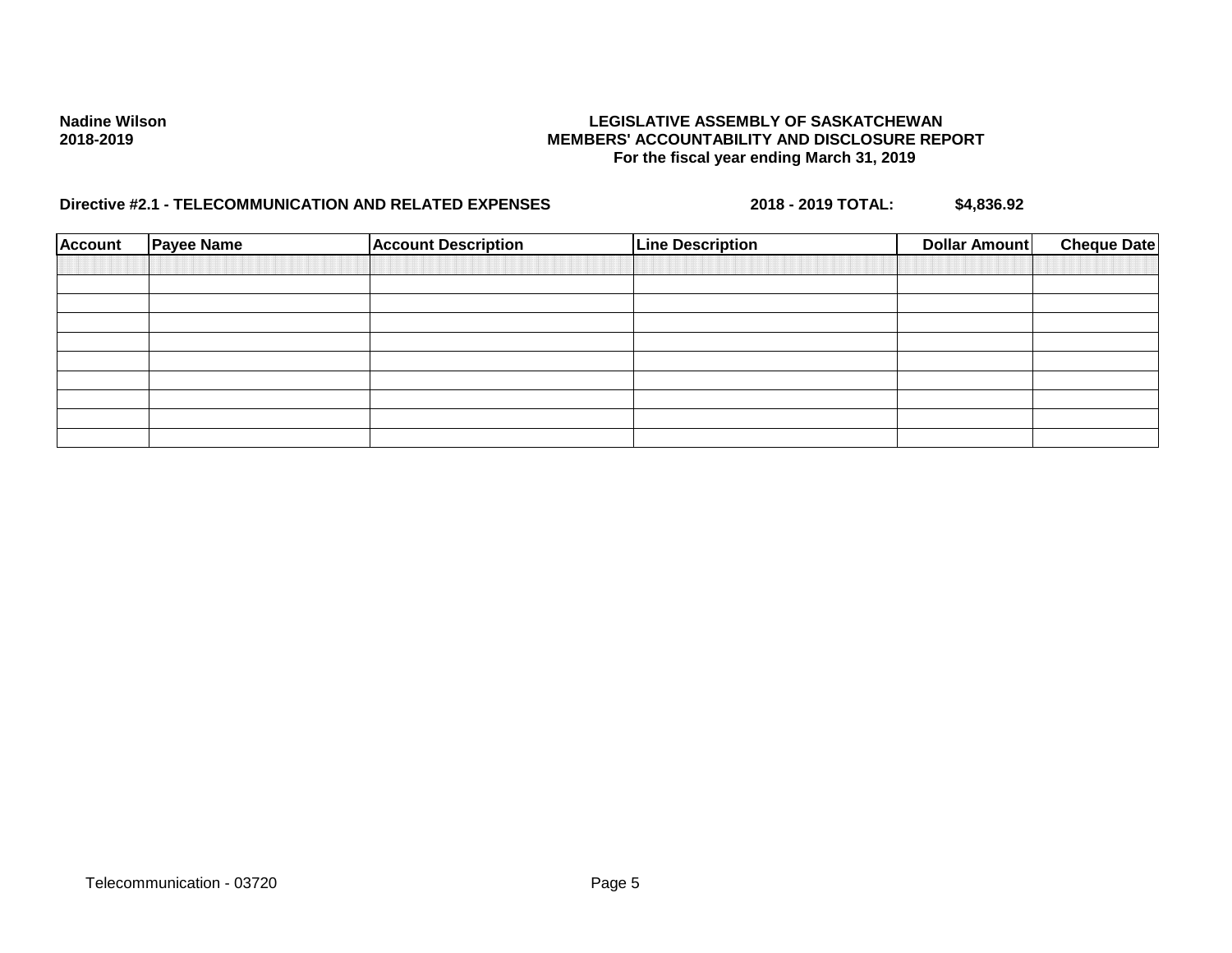Nadine Wilson
2018-2019

**LEGISLATIVE ASSEMBLY OF SASKATCHEWAN**
**MEMBERS' ACCOUNTABILITY AND DISCLOSURE REPORT**
**For the fiscal year ending March 31, 2019**

**Directive #2.1 - TELECOMMUNICATION AND RELATED EXPENSES** **2018 - 2019 TOTAL: $4,836.92**

| Account | Payee Name | Account Description | Line Description | Dollar Amount | Cheque Date |
|---|---|---|---|---|---|
| | | | | | |
| | | | | | |
| | | | | | |
| | | | | | |
| | | | | | |
| | | | | | |
| | | | | | |
| | | | | | |
| | | | | | |

Telecommunication - 03720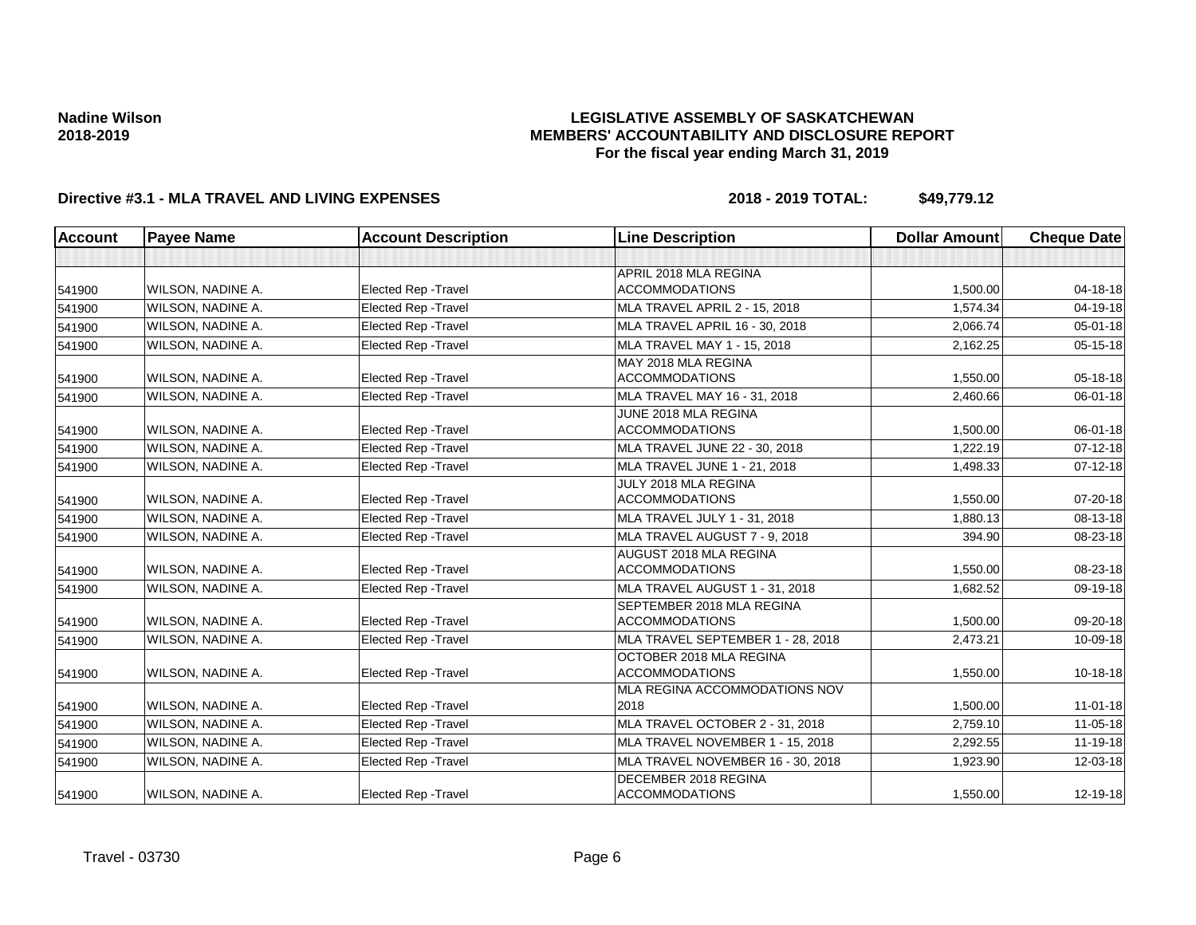**Nadine Wilson**
**2018-2019**

**LEGISLATIVE ASSEMBLY OF SASKATCHEWAN**
**MEMBERS' ACCOUNTABILITY AND DISCLOSURE REPORT**
**For the fiscal year ending March 31, 2019**

**Directive #3.1 - MLA TRAVEL AND LIVING EXPENSES** **2018 - 2019 TOTAL: $49,779.12**

| Account | Payee Name | Account Description | Line Description | Dollar Amount | Cheque Date |
|---|---|---|---|---|---|
| | | | | | |
| 541900 | WILSON, NADINE A. | Elected Rep -Travel | APRIL 2018 MLA REGINA ACCOMMODATIONS | 1,500.00 | 04-18-18 |
| 541900 | WILSON, NADINE A. | Elected Rep -Travel | MLA TRAVEL APRIL 2 - 15, 2018 | 1,574.34 | 04-19-18 |
| 541900 | WILSON, NADINE A. | Elected Rep -Travel | MLA TRAVEL APRIL 16 - 30, 2018 | 2,066.74 | 05-01-18 |
| 541900 | WILSON, NADINE A. | Elected Rep -Travel | MLA TRAVEL MAY 1 - 15, 2018 | 2,162.25 | 05-15-18 |
| 541900 | WILSON, NADINE A. | Elected Rep -Travel | MAY 2018 MLA REGINA ACCOMMODATIONS | 1,550.00 | 05-18-18 |
| 541900 | WILSON, NADINE A. | Elected Rep -Travel | MLA TRAVEL MAY 16 - 31, 2018 | 2,460.66 | 06-01-18 |
| 541900 | WILSON, NADINE A. | Elected Rep -Travel | JUNE 2018 MLA REGINA ACCOMMODATIONS | 1,500.00 | 06-01-18 |
| 541900 | WILSON, NADINE A. | Elected Rep -Travel | MLA TRAVEL JUNE 22 - 30, 2018 | 1,222.19 | 07-12-18 |
| 541900 | WILSON, NADINE A. | Elected Rep -Travel | MLA TRAVEL JUNE 1 - 21, 2018 | 1,498.33 | 07-12-18 |
| 541900 | WILSON, NADINE A. | Elected Rep -Travel | JULY 2018 MLA REGINA ACCOMMODATIONS | 1,550.00 | 07-20-18 |
| 541900 | WILSON, NADINE A. | Elected Rep -Travel | MLA TRAVEL JULY 1 - 31, 2018 | 1,880.13 | 08-13-18 |
| 541900 | WILSON, NADINE A. | Elected Rep -Travel | MLA TRAVEL AUGUST 7 - 9, 2018 | 394.90 | 08-23-18 |
| 541900 | WILSON, NADINE A. | Elected Rep -Travel | AUGUST 2018 MLA REGINA ACCOMMODATIONS | 1,550.00 | 08-23-18 |
| 541900 | WILSON, NADINE A. | Elected Rep -Travel | MLA TRAVEL AUGUST 1 - 31, 2018 | 1,682.52 | 09-19-18 |
| 541900 | WILSON, NADINE A. | Elected Rep -Travel | SEPTEMBER 2018 MLA REGINA ACCOMMODATIONS | 1,500.00 | 09-20-18 |
| 541900 | WILSON, NADINE A. | Elected Rep -Travel | MLA TRAVEL SEPTEMBER 1 - 28, 2018 | 2,473.21 | 10-09-18 |
| 541900 | WILSON, NADINE A. | Elected Rep -Travel | OCTOBER 2018 MLA REGINA ACCOMMODATIONS | 1,550.00 | 10-18-18 |
| 541900 | WILSON, NADINE A. | Elected Rep -Travel | MLA REGINA ACCOMMODATIONS NOV 2018 | 1,500.00 | 11-01-18 |
| 541900 | WILSON, NADINE A. | Elected Rep -Travel | MLA TRAVEL OCTOBER 2 - 31, 2018 | 2,759.10 | 11-05-18 |
| 541900 | WILSON, NADINE A. | Elected Rep -Travel | MLA TRAVEL NOVEMBER 1 - 15, 2018 | 2,292.55 | 11-19-18 |
| 541900 | WILSON, NADINE A. | Elected Rep -Travel | MLA TRAVEL NOVEMBER 16 - 30, 2018 | 1,923.90 | 12-03-18 |
| 541900 | WILSON, NADINE A. | Elected Rep -Travel | DECEMBER 2018 REGINA ACCOMMODATIONS | 1,550.00 | 12-19-18 |

Travel - 03730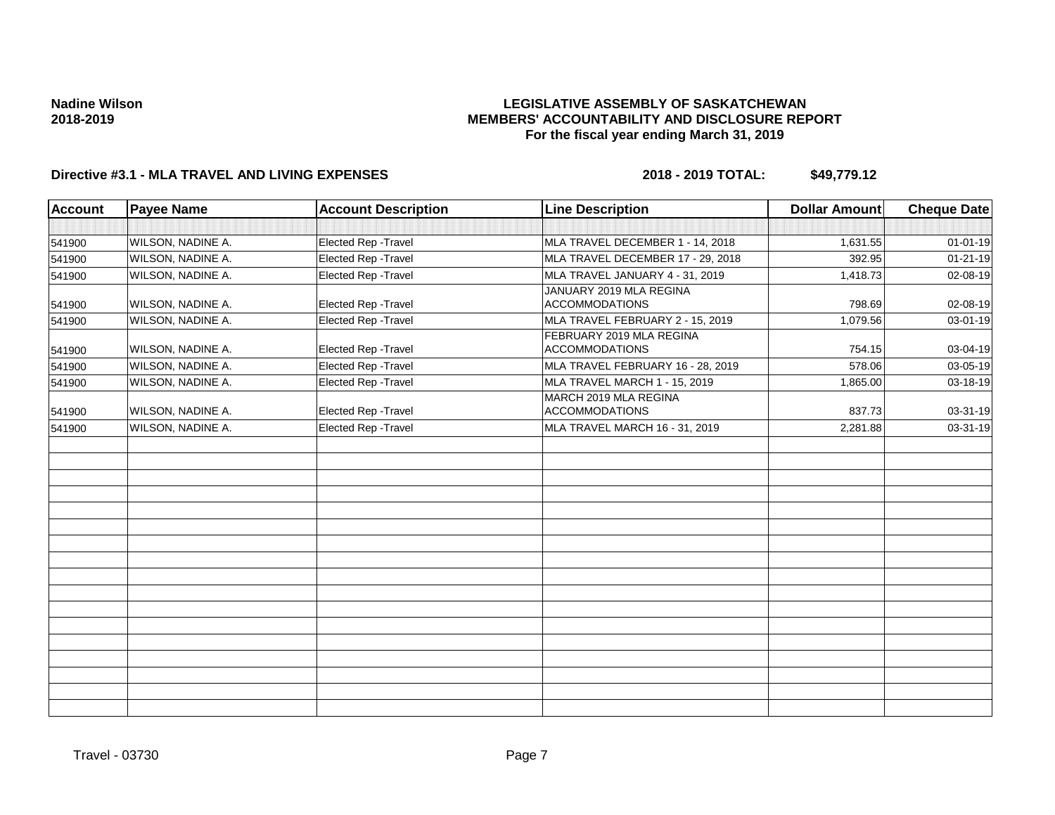**Nadine Wilson**
**2018-2019**

**LEGISLATIVE ASSEMBLY OF SASKATCHEWAN**
**MEMBERS' ACCOUNTABILITY AND DISCLOSURE REPORT**
**For the fiscal year ending March 31, 2019**

**Directive #3.1 - MLA TRAVEL AND LIVING EXPENSES** **2018 - 2019 TOTAL: $49,779.12**

| Account | Payee Name | Account Description | Line Description | Dollar Amount | Cheque Date |
|---|---|---|---|---|---|
| 541900 | WILSON, NADINE A. | Elected Rep -Travel | MLA TRAVEL DECEMBER 1 - 14, 2018 | 1,631.55 | 01-01-19 |
| 541900 | WILSON, NADINE A. | Elected Rep -Travel | MLA TRAVEL DECEMBER 17 - 29, 2018 | 392.95 | 01-21-19 |
| 541900 | WILSON, NADINE A. | Elected Rep -Travel | MLA TRAVEL JANUARY 4 - 31, 2019 | 1,418.73 | 02-08-19 |
| 541900 | WILSON, NADINE A. | Elected Rep -Travel | JANUARY 2019 MLA REGINA ACCOMMODATIONS | 798.69 | 02-08-19 |
| 541900 | WILSON, NADINE A. | Elected Rep -Travel | MLA TRAVEL FEBRUARY 2 - 15, 2019 | 1,079.56 | 03-01-19 |
| 541900 | WILSON, NADINE A. | Elected Rep -Travel | FEBRUARY 2019 MLA REGINA ACCOMMODATIONS | 754.15 | 03-04-19 |
| 541900 | WILSON, NADINE A. | Elected Rep -Travel | MLA TRAVEL FEBRUARY 16 - 28, 2019 | 578.06 | 03-05-19 |
| 541900 | WILSON, NADINE A. | Elected Rep -Travel | MLA TRAVEL MARCH 1 - 15, 2019 | 1,865.00 | 03-18-19 |
| 541900 | WILSON, NADINE A. | Elected Rep -Travel | MARCH 2019 MLA REGINA ACCOMMODATIONS | 837.73 | 03-31-19 |
| 541900 | WILSON, NADINE A. | Elected Rep -Travel | MLA TRAVEL MARCH 16 - 31, 2019 | 2,281.88 | 03-31-19 |

Travel - 03730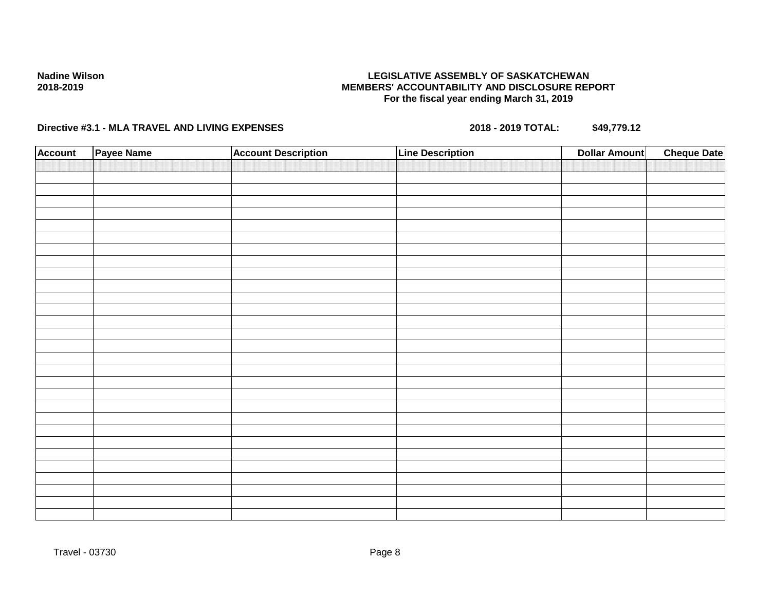**Nadine Wilson**
**2018-2019**

**LEGISLATIVE ASSEMBLY OF SASKATCHEWAN**
**MEMBERS' ACCOUNTABILITY AND DISCLOSURE REPORT**
**For the fiscal year ending March 31, 2019**

**Directive #3.1 - MLA TRAVEL AND LIVING EXPENSES** **2018 - 2019 TOTAL: $49,779.12**

| Account | Payee Name | Account Description | Line Description | Dollar Amount | Cheque Date |
|---|---|---|---|---|---|
| | | | | | |

Travel - 03730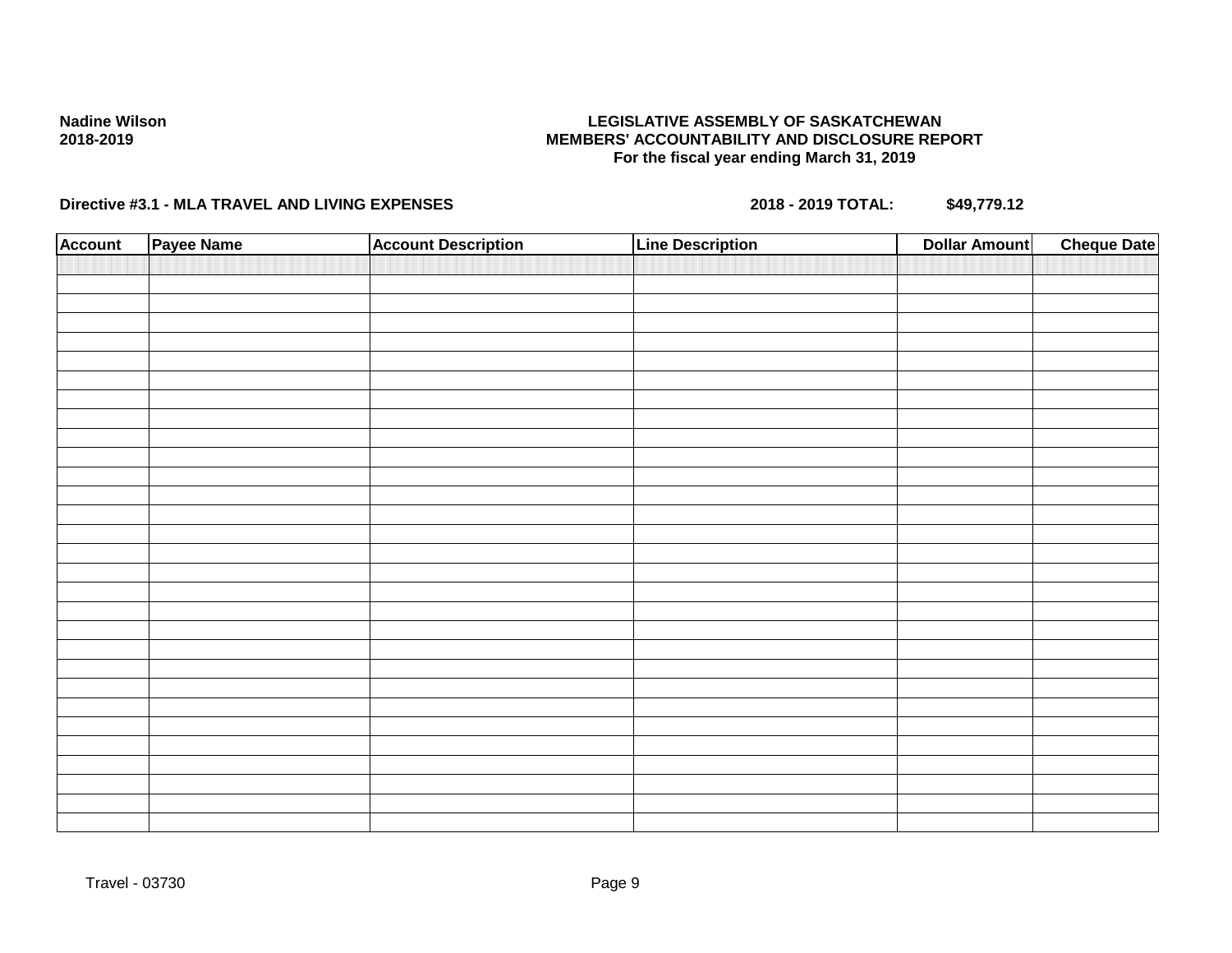**Nadine Wilson**
**2018-2019**

**LEGISLATIVE ASSEMBLY OF SASKATCHEWAN**
**MEMBERS' ACCOUNTABILITY AND DISCLOSURE REPORT**
**For the fiscal year ending March 31, 2019**

**Directive #3.1 - MLA TRAVEL AND LIVING EXPENSES** **2018 - 2019 TOTAL:** **$49,779.12**

| Account | Payee Name | Account Description | Line Description | Dollar Amount | Cheque Date |
|---|---|---|---|---|---|
| | | | | | |

Travel - 03730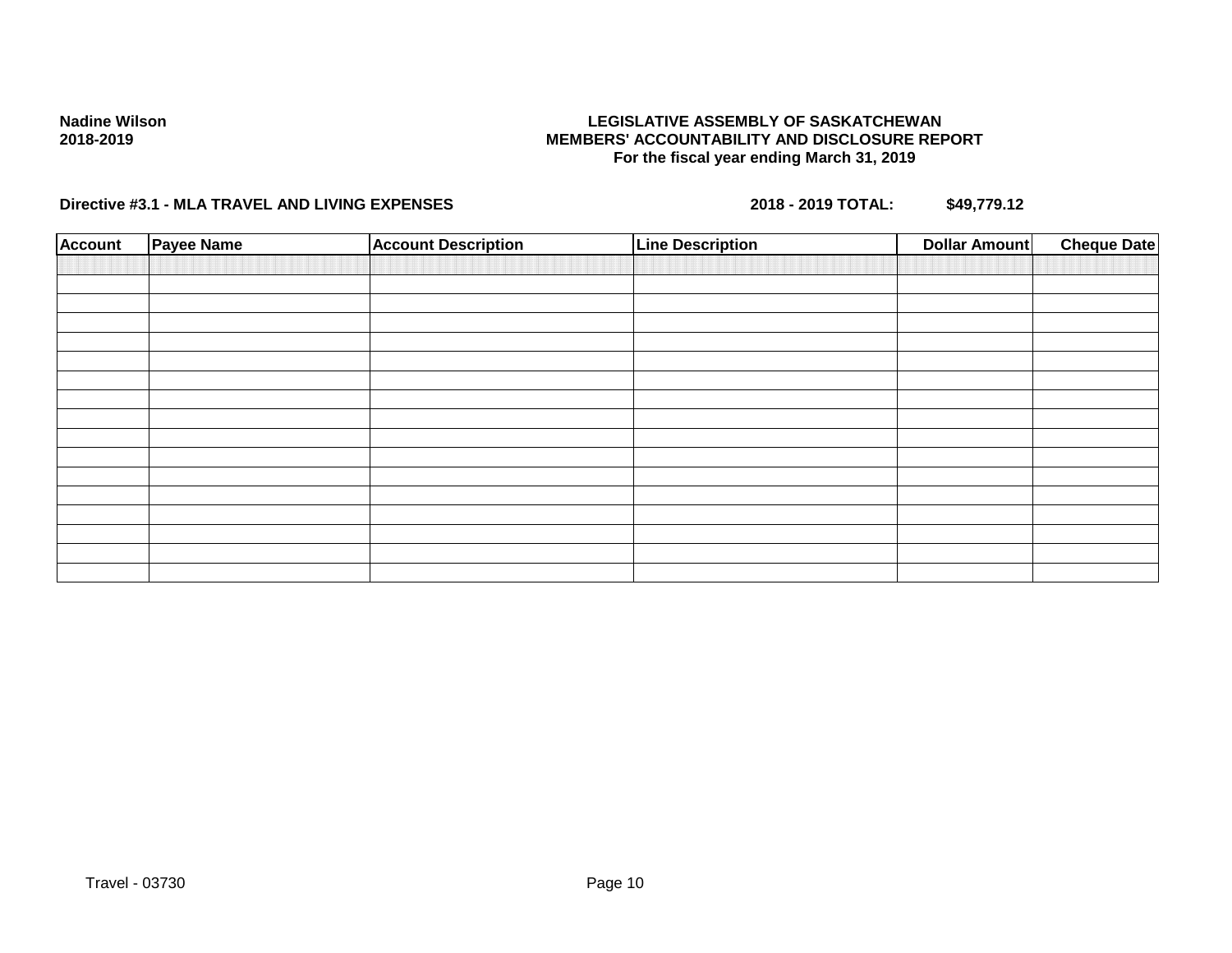**Nadine Wilson**
**2018-2019**

**LEGISLATIVE ASSEMBLY OF SASKATCHEWAN**
**MEMBERS' ACCOUNTABILITY AND DISCLOSURE REPORT**
**For the fiscal year ending March 31, 2019**

**Directive #3.1 - MLA TRAVEL AND LIVING EXPENSES** **2018 - 2019 TOTAL: $49,779.12**

| Account | Payee Name | Account Description | Line Description | Dollar Amount | Cheque Date |
|---|---|---|---|---|---|
| | | | | | |
| | | | | | |
| | | | | | |
| | | | | | |
| | | | | | |
| | | | | | |
| | | | | | |
| | | | | | |
| | | | | | |
| | | | | | |
| | | | | | |
| | | | | | |
| | | | | | |
| | | | | | |
| | | | | | |
| | | | | | |
| | | | | | |

Travel - 03730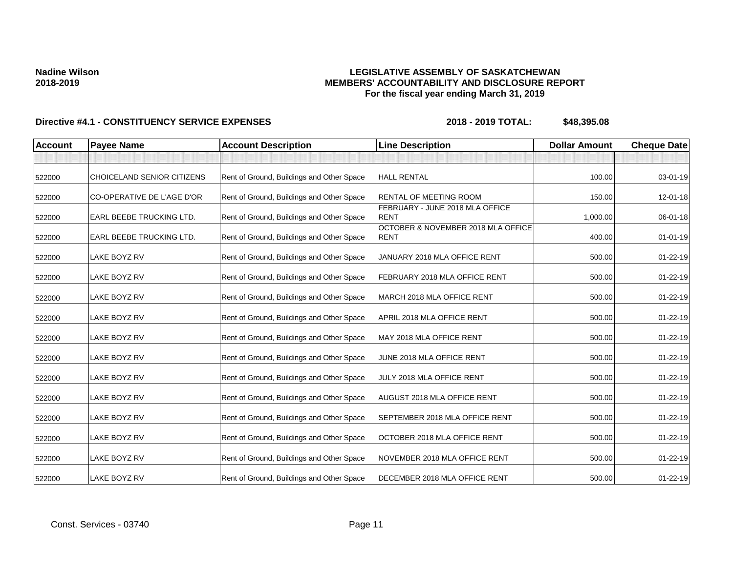**Nadine Wilson**
**2018-2019**

**LEGISLATIVE ASSEMBLY OF SASKATCHEWAN**
**MEMBERS' ACCOUNTABILITY AND DISCLOSURE REPORT**
**For the fiscal year ending March 31, 2019**

**Directive #4.1 - CONSTITUENCY SERVICE EXPENSES** **2018 - 2019 TOTAL: $48,395.08**

| Account | Payee Name | Account Description | Line Description | Dollar Amount | Cheque Date |
|---|---|---|---|---|---|
| | | | | | |
| 522000 | CHOICELAND SENIOR CITIZENS | Rent of Ground, Buildings and Other Space | HALL RENTAL | 100.00 | 03-01-19 |
| 522000 | CO-OPERATIVE DE L'AGE D'OR | Rent of Ground, Buildings and Other Space | RENTAL OF MEETING ROOM | 150.00 | 12-01-18 |
| 522000 | EARL BEEBE TRUCKING LTD. | Rent of Ground, Buildings and Other Space | FEBRUARY - JUNE 2018 MLA OFFICE RENT | 1,000.00 | 06-01-18 |
| 522000 | EARL BEEBE TRUCKING LTD. | Rent of Ground, Buildings and Other Space | OCTOBER & NOVEMBER 2018 MLA OFFICE RENT | 400.00 | 01-01-19 |
| 522000 | LAKE BOYZ RV | Rent of Ground, Buildings and Other Space | JANUARY 2018 MLA OFFICE RENT | 500.00 | 01-22-19 |
| 522000 | LAKE BOYZ RV | Rent of Ground, Buildings and Other Space | FEBRUARY 2018 MLA OFFICE RENT | 500.00 | 01-22-19 |
| 522000 | LAKE BOYZ RV | Rent of Ground, Buildings and Other Space | MARCH 2018 MLA OFFICE RENT | 500.00 | 01-22-19 |
| 522000 | LAKE BOYZ RV | Rent of Ground, Buildings and Other Space | APRIL 2018 MLA OFFICE RENT | 500.00 | 01-22-19 |
| 522000 | LAKE BOYZ RV | Rent of Ground, Buildings and Other Space | MAY 2018 MLA OFFICE RENT | 500.00 | 01-22-19 |
| 522000 | LAKE BOYZ RV | Rent of Ground, Buildings and Other Space | JUNE 2018 MLA OFFICE RENT | 500.00 | 01-22-19 |
| 522000 | LAKE BOYZ RV | Rent of Ground, Buildings and Other Space | JULY 2018 MLA OFFICE RENT | 500.00 | 01-22-19 |
| 522000 | LAKE BOYZ RV | Rent of Ground, Buildings and Other Space | AUGUST 2018 MLA OFFICE RENT | 500.00 | 01-22-19 |
| 522000 | LAKE BOYZ RV | Rent of Ground, Buildings and Other Space | SEPTEMBER 2018 MLA OFFICE RENT | 500.00 | 01-22-19 |
| 522000 | LAKE BOYZ RV | Rent of Ground, Buildings and Other Space | OCTOBER 2018 MLA OFFICE RENT | 500.00 | 01-22-19 |
| 522000 | LAKE BOYZ RV | Rent of Ground, Buildings and Other Space | NOVEMBER 2018 MLA OFFICE RENT | 500.00 | 01-22-19 |
| 522000 | LAKE BOYZ RV | Rent of Ground, Buildings and Other Space | DECEMBER 2018 MLA OFFICE RENT | 500.00 | 01-22-19 |

Const. Services - 03740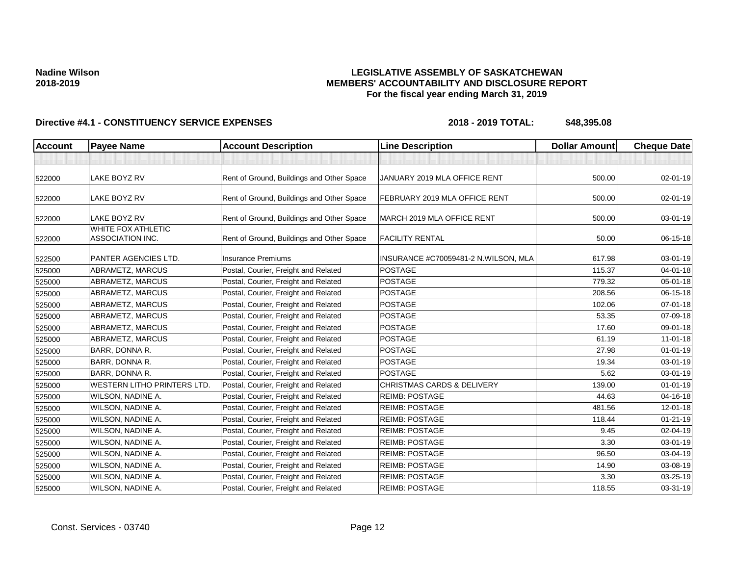**Nadine Wilson**
**2018-2019**

**LEGISLATIVE ASSEMBLY OF SASKATCHEWAN**
**MEMBERS' ACCOUNTABILITY AND DISCLOSURE REPORT**
**For the fiscal year ending March 31, 2019**

**Directive #4.1 - CONSTITUENCY SERVICE EXPENSES** **2018 - 2019 TOTAL: $48,395.08**

| Account | Payee Name | Account Description | Line Description | Dollar Amount | Cheque Date |
|---|---|---|---|---|---|
| | | | | | |
| 522000 | LAKE BOYZ RV | Rent of Ground, Buildings and Other Space | JANUARY 2019 MLA OFFICE RENT | 500.00 | 02-01-19 |
| 522000 | LAKE BOYZ RV | Rent of Ground, Buildings and Other Space | FEBRUARY 2019 MLA OFFICE RENT | 500.00 | 02-01-19 |
| 522000 | LAKE BOYZ RV | Rent of Ground, Buildings and Other Space | MARCH 2019 MLA OFFICE RENT | 500.00 | 03-01-19 |
| 522000 | WHITE FOX ATHLETIC ASSOCIATION INC. | Rent of Ground, Buildings and Other Space | FACILITY RENTAL | 50.00 | 06-15-18 |
| 522500 | PANTER AGENCIES LTD. | Insurance Premiums | INSURANCE #C70059481-2 N.WILSON, MLA | 617.98 | 03-01-19 |
| 525000 | ABRAMETZ, MARCUS | Postal, Courier, Freight and Related | POSTAGE | 115.37 | 04-01-18 |
| 525000 | ABRAMETZ, MARCUS | Postal, Courier, Freight and Related | POSTAGE | 779.32 | 05-01-18 |
| 525000 | ABRAMETZ, MARCUS | Postal, Courier, Freight and Related | POSTAGE | 208.56 | 06-15-18 |
| 525000 | ABRAMETZ, MARCUS | Postal, Courier, Freight and Related | POSTAGE | 102.06 | 07-01-18 |
| 525000 | ABRAMETZ, MARCUS | Postal, Courier, Freight and Related | POSTAGE | 53.35 | 07-09-18 |
| 525000 | ABRAMETZ, MARCUS | Postal, Courier, Freight and Related | POSTAGE | 17.60 | 09-01-18 |
| 525000 | ABRAMETZ, MARCUS | Postal, Courier, Freight and Related | POSTAGE | 61.19 | 11-01-18 |
| 525000 | BARR, DONNA R. | Postal, Courier, Freight and Related | POSTAGE | 27.98 | 01-01-19 |
| 525000 | BARR, DONNA R. | Postal, Courier, Freight and Related | POSTAGE | 19.34 | 03-01-19 |
| 525000 | BARR, DONNA R. | Postal, Courier, Freight and Related | POSTAGE | 5.62 | 03-01-19 |
| 525000 | WESTERN LITHO PRINTERS LTD. | Postal, Courier, Freight and Related | CHRISTMAS CARDS & DELIVERY | 139.00 | 01-01-19 |
| 525000 | WILSON, NADINE A. | Postal, Courier, Freight and Related | REIMB: POSTAGE | 44.63 | 04-16-18 |
| 525000 | WILSON, NADINE A. | Postal, Courier, Freight and Related | REIMB: POSTAGE | 481.56 | 12-01-18 |
| 525000 | WILSON, NADINE A. | Postal, Courier, Freight and Related | REIMB: POSTAGE | 118.44 | 01-21-19 |
| 525000 | WILSON, NADINE A. | Postal, Courier, Freight and Related | REIMB: POSTAGE | 9.45 | 02-04-19 |
| 525000 | WILSON, NADINE A. | Postal, Courier, Freight and Related | REIMB: POSTAGE | 3.30 | 03-01-19 |
| 525000 | WILSON, NADINE A. | Postal, Courier, Freight and Related | REIMB: POSTAGE | 96.50 | 03-04-19 |
| 525000 | WILSON, NADINE A. | Postal, Courier, Freight and Related | REIMB: POSTAGE | 14.90 | 03-08-19 |
| 525000 | WILSON, NADINE A. | Postal, Courier, Freight and Related | REIMB: POSTAGE | 3.30 | 03-25-19 |
| 525000 | WILSON, NADINE A. | Postal, Courier, Freight and Related | REIMB: POSTAGE | 118.55 | 03-31-19 |

Const. Services - 03740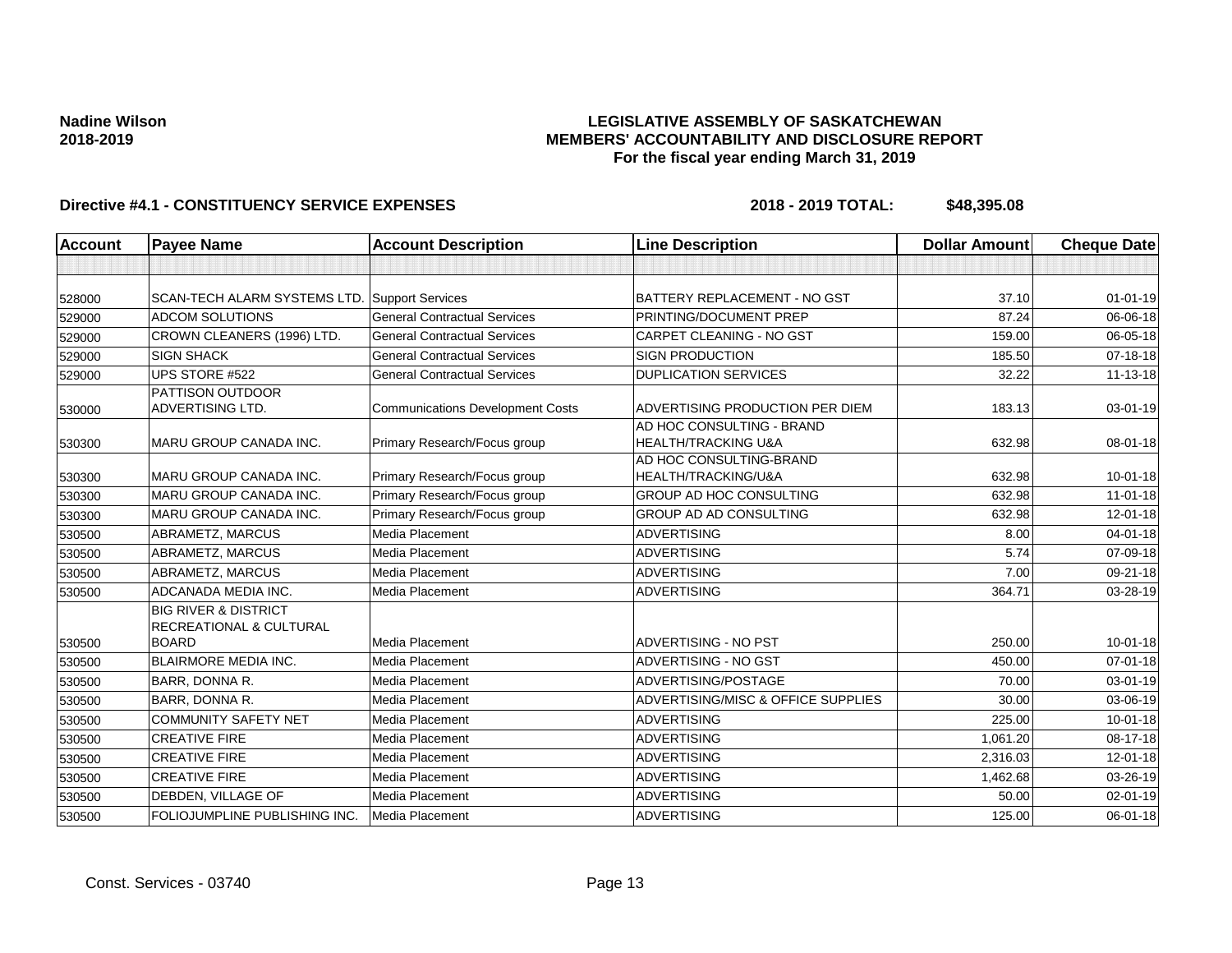**Nadine Wilson**
**2018-2019**

**LEGISLATIVE ASSEMBLY OF SASKATCHEWAN**
**MEMBERS' ACCOUNTABILITY AND DISCLOSURE REPORT**
**For the fiscal year ending March 31, 2019**

**Directive #4.1 - CONSTITUENCY SERVICE EXPENSES** **2018 - 2019 TOTAL: $48,395.08**

| Account | Payee Name | Account Description | Line Description | Dollar Amount | Cheque Date |
|---|---|---|---|---|---|
| | | | | | |
| 528000 | SCAN-TECH ALARM SYSTEMS LTD. | Support Services | BATTERY REPLACEMENT - NO GST | 37.10 | 01-01-19 |
| 529000 | ADCOM SOLUTIONS | General Contractual Services | PRINTING/DOCUMENT PREP | 87.24 | 06-06-18 |
| 529000 | CROWN CLEANERS (1996) LTD. | General Contractual Services | CARPET CLEANING - NO GST | 159.00 | 06-05-18 |
| 529000 | SIGN SHACK | General Contractual Services | SIGN PRODUCTION | 185.50 | 07-18-18 |
| 529000 | UPS STORE #522 | General Contractual Services | DUPLICATION SERVICES | 32.22 | 11-13-18 |
| 530000 | PATTISON OUTDOOR ADVERTISING LTD. | Communications Development Costs | ADVERTISING PRODUCTION PER DIEM | 183.13 | 03-01-19 |
| 530300 | MARU GROUP CANADA INC. | Primary Research/Focus group | AD HOC CONSULTING - BRAND HEALTH/TRACKING U&A | 632.98 | 08-01-18 |
| 530300 | MARU GROUP CANADA INC. | Primary Research/Focus group | AD HOC CONSULTING-BRAND HEALTH/TRACKING/U&A | 632.98 | 10-01-18 |
| 530300 | MARU GROUP CANADA INC. | Primary Research/Focus group | GROUP AD HOC CONSULTING | 632.98 | 11-01-18 |
| 530300 | MARU GROUP CANADA INC. | Primary Research/Focus group | GROUP AD AD CONSULTING | 632.98 | 12-01-18 |
| 530500 | ABRAMETZ, MARCUS | Media Placement | ADVERTISING | 8.00 | 04-01-18 |
| 530500 | ABRAMETZ, MARCUS | Media Placement | ADVERTISING | 5.74 | 07-09-18 |
| 530500 | ABRAMETZ, MARCUS | Media Placement | ADVERTISING | 7.00 | 09-21-18 |
| 530500 | ADCANADA MEDIA INC. | Media Placement | ADVERTISING | 364.71 | 03-28-19 |
| 530500 | BIG RIVER & DISTRICT RECREATIONAL & CULTURAL BOARD | Media Placement | ADVERTISING - NO PST | 250.00 | 10-01-18 |
| 530500 | BLAIRMORE MEDIA INC. | Media Placement | ADVERTISING - NO GST | 450.00 | 07-01-18 |
| 530500 | BARR, DONNA R. | Media Placement | ADVERTISING/POSTAGE | 70.00 | 03-01-19 |
| 530500 | BARR, DONNA R. | Media Placement | ADVERTISING/MISC & OFFICE SUPPLIES | 30.00 | 03-06-19 |
| 530500 | COMMUNITY SAFETY NET | Media Placement | ADVERTISING | 225.00 | 10-01-18 |
| 530500 | CREATIVE FIRE | Media Placement | ADVERTISING | 1,061.20 | 08-17-18 |
| 530500 | CREATIVE FIRE | Media Placement | ADVERTISING | 2,316.03 | 12-01-18 |
| 530500 | CREATIVE FIRE | Media Placement | ADVERTISING | 1,462.68 | 03-26-19 |
| 530500 | DEBDEN, VILLAGE OF | Media Placement | ADVERTISING | 50.00 | 02-01-19 |
| 530500 | FOLIOJUMPLINE PUBLISHING INC. | Media Placement | ADVERTISING | 125.00 | 06-01-18 |

Const. Services - 03740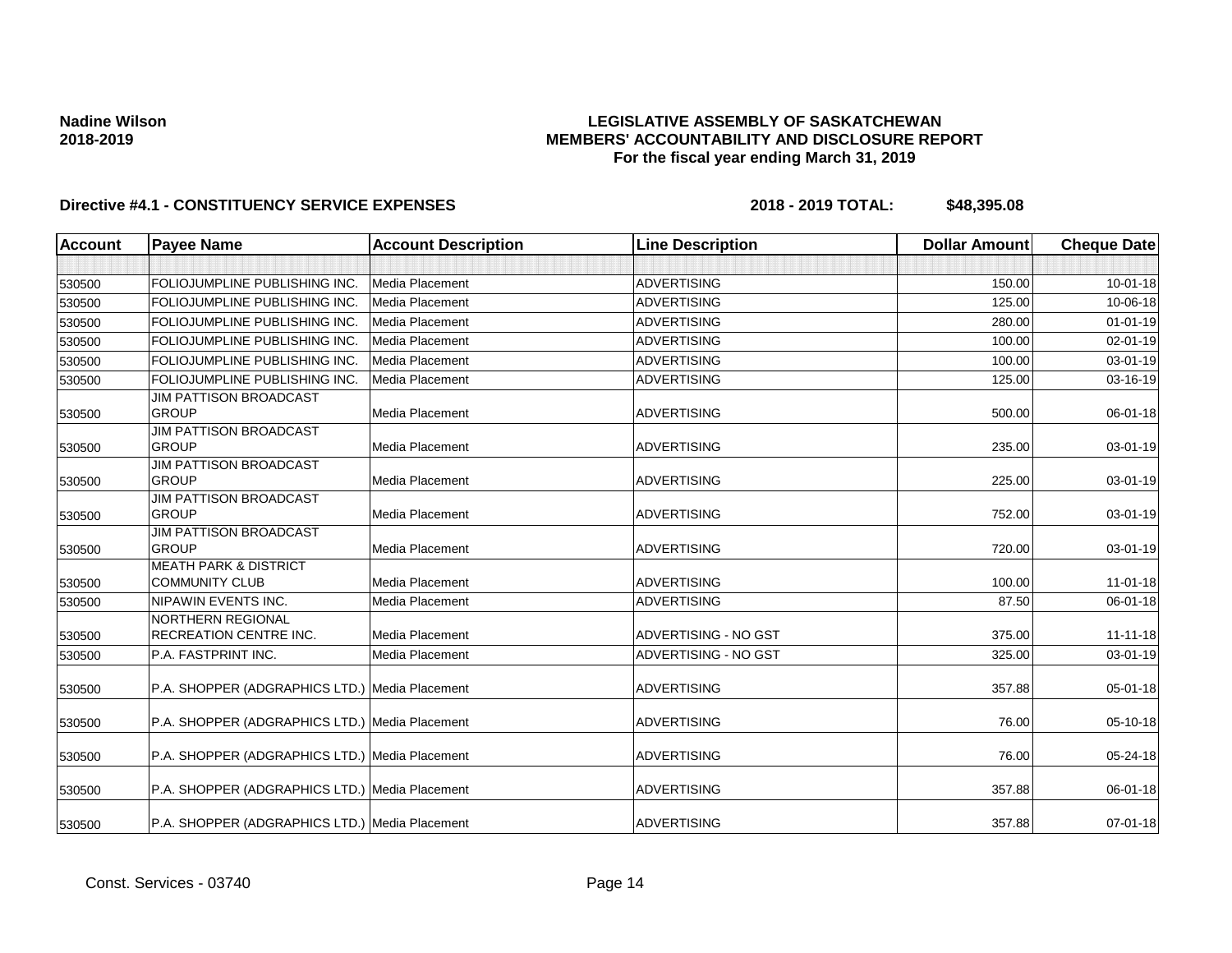**Nadine Wilson**
**2018-2019**

**LEGISLATIVE ASSEMBLY OF SASKATCHEWAN**
**MEMBERS' ACCOUNTABILITY AND DISCLOSURE REPORT**
**For the fiscal year ending March 31, 2019**

**Directive #4.1 - CONSTITUENCY SERVICE EXPENSES** **2018 - 2019 TOTAL: $48,395.08**

| Account | Payee Name | Account Description | Line Description | Dollar Amount | Cheque Date |
|---|---|---|---|---|---|
| | | | | | |
| 530500 | FOLIOJUMPLINE PUBLISHING INC. | Media Placement | ADVERTISING | 150.00 | 10-01-18 |
| 530500 | FOLIOJUMPLINE PUBLISHING INC. | Media Placement | ADVERTISING | 125.00 | 10-06-18 |
| 530500 | FOLIOJUMPLINE PUBLISHING INC. | Media Placement | ADVERTISING | 280.00 | 01-01-19 |
| 530500 | FOLIOJUMPLINE PUBLISHING INC. | Media Placement | ADVERTISING | 100.00 | 02-01-19 |
| 530500 | FOLIOJUMPLINE PUBLISHING INC. | Media Placement | ADVERTISING | 100.00 | 03-01-19 |
| 530500 | FOLIOJUMPLINE PUBLISHING INC. | Media Placement | ADVERTISING | 125.00 | 03-16-19 |
| 530500 | JIM PATTISON BROADCAST GROUP | Media Placement | ADVERTISING | 500.00 | 06-01-18 |
| 530500 | JIM PATTISON BROADCAST GROUP | Media Placement | ADVERTISING | 235.00 | 03-01-19 |
| 530500 | JIM PATTISON BROADCAST GROUP | Media Placement | ADVERTISING | 225.00 | 03-01-19 |
| 530500 | JIM PATTISON BROADCAST GROUP | Media Placement | ADVERTISING | 752.00 | 03-01-19 |
| 530500 | JIM PATTISON BROADCAST GROUP | Media Placement | ADVERTISING | 720.00 | 03-01-19 |
| 530500 | MEATH PARK & DISTRICT COMMUNITY CLUB | Media Placement | ADVERTISING | 100.00 | 11-01-18 |
| 530500 | NIPAWIN EVENTS INC. | Media Placement | ADVERTISING | 87.50 | 06-01-18 |
| 530500 | NORTHERN REGIONAL RECREATION CENTRE INC. | Media Placement | ADVERTISING - NO GST | 375.00 | 11-11-18 |
| 530500 | P.A. FASTPRINT INC. | Media Placement | ADVERTISING - NO GST | 325.00 | 03-01-19 |
| 530500 | P.A. SHOPPER (ADGRAPHICS LTD.) | Media Placement | ADVERTISING | 357.88 | 05-01-18 |
| 530500 | P.A. SHOPPER (ADGRAPHICS LTD.) | Media Placement | ADVERTISING | 76.00 | 05-10-18 |
| 530500 | P.A. SHOPPER (ADGRAPHICS LTD.) | Media Placement | ADVERTISING | 76.00 | 05-24-18 |
| 530500 | P.A. SHOPPER (ADGRAPHICS LTD.) | Media Placement | ADVERTISING | 357.88 | 06-01-18 |
| 530500 | P.A. SHOPPER (ADGRAPHICS LTD.) | Media Placement | ADVERTISING | 357.88 | 07-01-18 |

Const. Services - 03740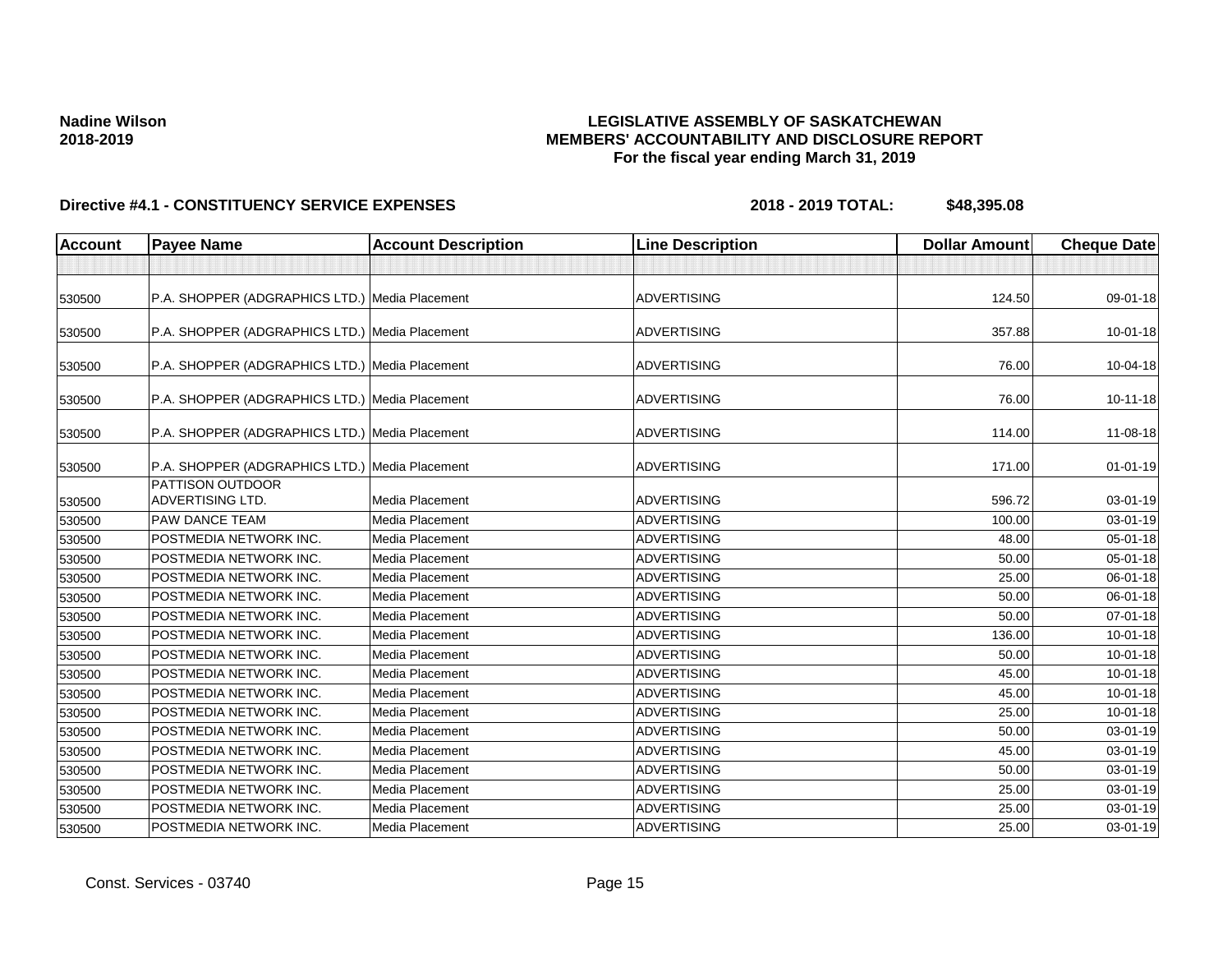**Nadine Wilson**
**2018-2019**

**LEGISLATIVE ASSEMBLY OF SASKATCHEWAN**
**MEMBERS' ACCOUNTABILITY AND DISCLOSURE REPORT**
**For the fiscal year ending March 31, 2019**

**Directive #4.1 - CONSTITUENCY SERVICE EXPENSES** **2018 - 2019 TOTAL: $48,395.08**

| Account | Payee Name | Account Description | Line Description | Dollar Amount | Cheque Date |
|---|---|---|---|---|---|
| | | | | | |
| 530500 | P.A. SHOPPER (ADGRAPHICS LTD.) | Media Placement | ADVERTISING | 124.50 | 09-01-18 |
| 530500 | P.A. SHOPPER (ADGRAPHICS LTD.) | Media Placement | ADVERTISING | 357.88 | 10-01-18 |
| 530500 | P.A. SHOPPER (ADGRAPHICS LTD.) | Media Placement | ADVERTISING | 76.00 | 10-04-18 |
| 530500 | P.A. SHOPPER (ADGRAPHICS LTD.) | Media Placement | ADVERTISING | 76.00 | 10-11-18 |
| 530500 | P.A. SHOPPER (ADGRAPHICS LTD.) | Media Placement | ADVERTISING | 114.00 | 11-08-18 |
| 530500 | P.A. SHOPPER (ADGRAPHICS LTD.) | Media Placement | ADVERTISING | 171.00 | 01-01-19 |
| 530500 | PATTISON OUTDOOR ADVERTISING LTD. | Media Placement | ADVERTISING | 596.72 | 03-01-19 |
| 530500 | PAW DANCE TEAM | Media Placement | ADVERTISING | 100.00 | 03-01-19 |
| 530500 | POSTMEDIA NETWORK INC. | Media Placement | ADVERTISING | 48.00 | 05-01-18 |
| 530500 | POSTMEDIA NETWORK INC. | Media Placement | ADVERTISING | 50.00 | 05-01-18 |
| 530500 | POSTMEDIA NETWORK INC. | Media Placement | ADVERTISING | 25.00 | 06-01-18 |
| 530500 | POSTMEDIA NETWORK INC. | Media Placement | ADVERTISING | 50.00 | 06-01-18 |
| 530500 | POSTMEDIA NETWORK INC. | Media Placement | ADVERTISING | 50.00 | 07-01-18 |
| 530500 | POSTMEDIA NETWORK INC. | Media Placement | ADVERTISING | 136.00 | 10-01-18 |
| 530500 | POSTMEDIA NETWORK INC. | Media Placement | ADVERTISING | 50.00 | 10-01-18 |
| 530500 | POSTMEDIA NETWORK INC. | Media Placement | ADVERTISING | 45.00 | 10-01-18 |
| 530500 | POSTMEDIA NETWORK INC. | Media Placement | ADVERTISING | 45.00 | 10-01-18 |
| 530500 | POSTMEDIA NETWORK INC. | Media Placement | ADVERTISING | 25.00 | 10-01-18 |
| 530500 | POSTMEDIA NETWORK INC. | Media Placement | ADVERTISING | 50.00 | 03-01-19 |
| 530500 | POSTMEDIA NETWORK INC. | Media Placement | ADVERTISING | 45.00 | 03-01-19 |
| 530500 | POSTMEDIA NETWORK INC. | Media Placement | ADVERTISING | 50.00 | 03-01-19 |
| 530500 | POSTMEDIA NETWORK INC. | Media Placement | ADVERTISING | 25.00 | 03-01-19 |
| 530500 | POSTMEDIA NETWORK INC. | Media Placement | ADVERTISING | 25.00 | 03-01-19 |
| 530500 | POSTMEDIA NETWORK INC. | Media Placement | ADVERTISING | 25.00 | 03-01-19 |

Const. Services - 03740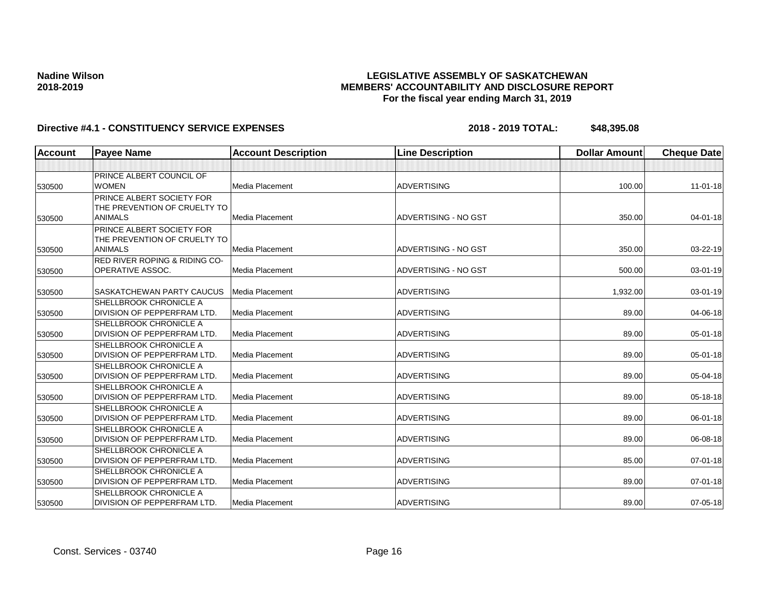**Nadine Wilson**
**2018-2019**

**LEGISLATIVE ASSEMBLY OF SASKATCHEWAN**
**MEMBERS' ACCOUNTABILITY AND DISCLOSURE REPORT**
**For the fiscal year ending March 31, 2019**

**Directive #4.1 - CONSTITUENCY SERVICE EXPENSES** **2018 - 2019 TOTAL: $48,395.08**

| Account | Payee Name | Account Description | Line Description | Dollar Amount | Cheque Date |
|---|---|---|---|---|---|
| | | | | | |
| 530500 | PRINCE ALBERT COUNCIL OF WOMEN | Media Placement | ADVERTISING | 100.00 | 11-01-18 |
| 530500 | PRINCE ALBERT SOCIETY FOR THE PREVENTION OF CRUELTY TO ANIMALS | Media Placement | ADVERTISING - NO GST | 350.00 | 04-01-18 |
| 530500 | PRINCE ALBERT SOCIETY FOR THE PREVENTION OF CRUELTY TO ANIMALS | Media Placement | ADVERTISING - NO GST | 350.00 | 03-22-19 |
| 530500 | RED RIVER ROPING & RIDING CO-OPERATIVE ASSOC. | Media Placement | ADVERTISING - NO GST | 500.00 | 03-01-19 |
| 530500 | SASKATCHEWAN PARTY CAUCUS | Media Placement | ADVERTISING | 1,932.00 | 03-01-19 |
| 530500 | SHELLBROOK CHRONICLE A DIVISION OF PEPPERFRAM LTD. | Media Placement | ADVERTISING | 89.00 | 04-06-18 |
| 530500 | SHELLBROOK CHRONICLE A DIVISION OF PEPPERFRAM LTD. | Media Placement | ADVERTISING | 89.00 | 05-01-18 |
| 530500 | SHELLBROOK CHRONICLE A DIVISION OF PEPPERFRAM LTD. | Media Placement | ADVERTISING | 89.00 | 05-01-18 |
| 530500 | SHELLBROOK CHRONICLE A DIVISION OF PEPPERFRAM LTD. | Media Placement | ADVERTISING | 89.00 | 05-04-18 |
| 530500 | SHELLBROOK CHRONICLE A DIVISION OF PEPPERFRAM LTD. | Media Placement | ADVERTISING | 89.00 | 05-18-18 |
| 530500 | SHELLBROOK CHRONICLE A DIVISION OF PEPPERFRAM LTD. | Media Placement | ADVERTISING | 89.00 | 06-01-18 |
| 530500 | SHELLBROOK CHRONICLE A DIVISION OF PEPPERFRAM LTD. | Media Placement | ADVERTISING | 89.00 | 06-08-18 |
| 530500 | SHELLBROOK CHRONICLE A DIVISION OF PEPPERFRAM LTD. | Media Placement | ADVERTISING | 85.00 | 07-01-18 |
| 530500 | SHELLBROOK CHRONICLE A DIVISION OF PEPPERFRAM LTD. | Media Placement | ADVERTISING | 89.00 | 07-01-18 |
| 530500 | SHELLBROOK CHRONICLE A DIVISION OF PEPPERFRAM LTD. | Media Placement | ADVERTISING | 89.00 | 07-05-18 |

Const. Services - 03740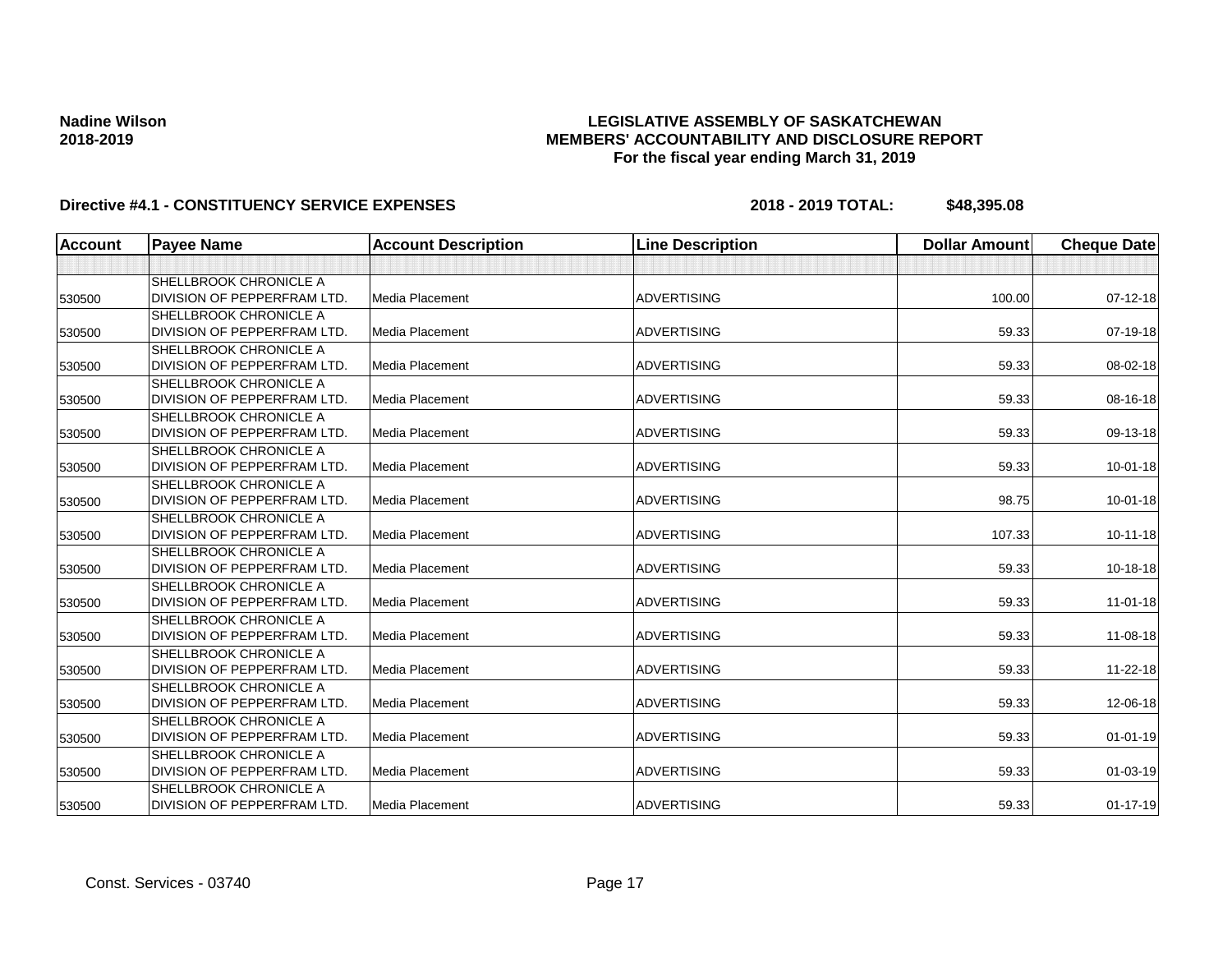**Nadine Wilson**
**2018-2019**

**LEGISLATIVE ASSEMBLY OF SASKATCHEWAN**
**MEMBERS' ACCOUNTABILITY AND DISCLOSURE REPORT**
**For the fiscal year ending March 31, 2019**

**Directive #4.1 - CONSTITUENCY SERVICE EXPENSES** **2018 - 2019 TOTAL: $48,395.08**

| Account | Payee Name | Account Description | Line Description | Dollar Amount | Cheque Date |
|---|---|---|---|---|---|
| | | | | | |
| 530500 | SHELLBROOK CHRONICLE A DIVISION OF PEPPERFRAM LTD. | Media Placement | ADVERTISING | 100.00 | 07-12-18 |
| 530500 | SHELLBROOK CHRONICLE A DIVISION OF PEPPERFRAM LTD. | Media Placement | ADVERTISING | 59.33 | 07-19-18 |
| 530500 | SHELLBROOK CHRONICLE A DIVISION OF PEPPERFRAM LTD. | Media Placement | ADVERTISING | 59.33 | 08-02-18 |
| 530500 | SHELLBROOK CHRONICLE A DIVISION OF PEPPERFRAM LTD. | Media Placement | ADVERTISING | 59.33 | 08-16-18 |
| 530500 | SHELLBROOK CHRONICLE A DIVISION OF PEPPERFRAM LTD. | Media Placement | ADVERTISING | 59.33 | 09-13-18 |
| 530500 | SHELLBROOK CHRONICLE A DIVISION OF PEPPERFRAM LTD. | Media Placement | ADVERTISING | 59.33 | 10-01-18 |
| 530500 | SHELLBROOK CHRONICLE A DIVISION OF PEPPERFRAM LTD. | Media Placement | ADVERTISING | 98.75 | 10-01-18 |
| 530500 | SHELLBROOK CHRONICLE A DIVISION OF PEPPERFRAM LTD. | Media Placement | ADVERTISING | 107.33 | 10-11-18 |
| 530500 | SHELLBROOK CHRONICLE A DIVISION OF PEPPERFRAM LTD. | Media Placement | ADVERTISING | 59.33 | 10-18-18 |
| 530500 | SHELLBROOK CHRONICLE A DIVISION OF PEPPERFRAM LTD. | Media Placement | ADVERTISING | 59.33 | 11-01-18 |
| 530500 | SHELLBROOK CHRONICLE A DIVISION OF PEPPERFRAM LTD. | Media Placement | ADVERTISING | 59.33 | 11-08-18 |
| 530500 | SHELLBROOK CHRONICLE A DIVISION OF PEPPERFRAM LTD. | Media Placement | ADVERTISING | 59.33 | 11-22-18 |
| 530500 | SHELLBROOK CHRONICLE A DIVISION OF PEPPERFRAM LTD. | Media Placement | ADVERTISING | 59.33 | 12-06-18 |
| 530500 | SHELLBROOK CHRONICLE A DIVISION OF PEPPERFRAM LTD. | Media Placement | ADVERTISING | 59.33 | 01-01-19 |
| 530500 | SHELLBROOK CHRONICLE A DIVISION OF PEPPERFRAM LTD. | Media Placement | ADVERTISING | 59.33 | 01-03-19 |
| 530500 | SHELLBROOK CHRONICLE A DIVISION OF PEPPERFRAM LTD. | Media Placement | ADVERTISING | 59.33 | 01-17-19 |

Const. Services - 03740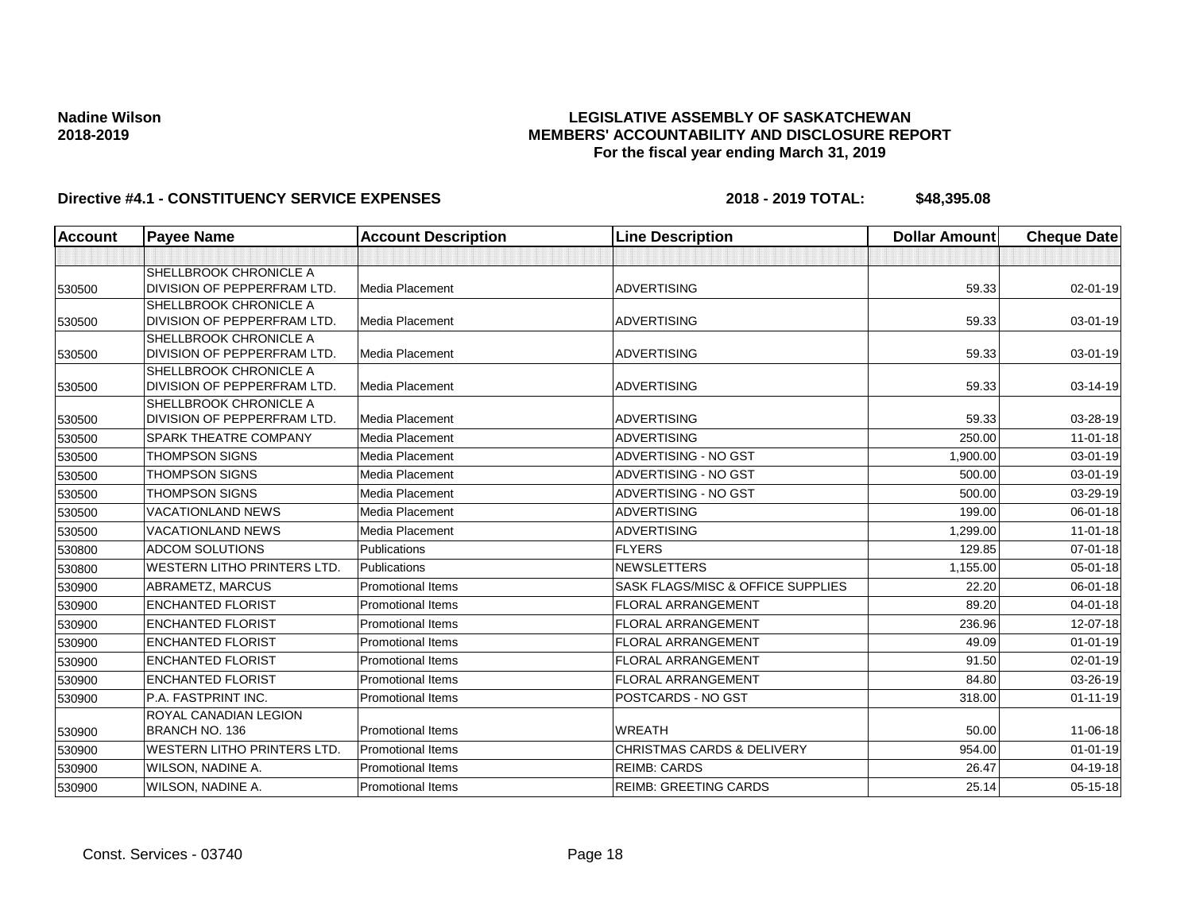Nadine Wilson
2018-2019

**LEGISLATIVE ASSEMBLY OF SASKATCHEWAN**
**MEMBERS' ACCOUNTABILITY AND DISCLOSURE REPORT**
**For the fiscal year ending March 31, 2019**

**Directive #4.1 - CONSTITUENCY SERVICE EXPENSES** **2018 - 2019 TOTAL: $48,395.08**

| Account | Payee Name | Account Description | Line Description | Dollar Amount | Cheque Date |
|---|---|---|---|---|---|
| | | | | | |
| 530500 | SHELLBROOK CHRONICLE A DIVISION OF PEPPERFRAM LTD. | Media Placement | ADVERTISING | 59.33 | 02-01-19 |
| 530500 | SHELLBROOK CHRONICLE A DIVISION OF PEPPERFRAM LTD. | Media Placement | ADVERTISING | 59.33 | 03-01-19 |
| 530500 | SHELLBROOK CHRONICLE A DIVISION OF PEPPERFRAM LTD. | Media Placement | ADVERTISING | 59.33 | 03-01-19 |
| 530500 | SHELLBROOK CHRONICLE A DIVISION OF PEPPERFRAM LTD. | Media Placement | ADVERTISING | 59.33 | 03-14-19 |
| 530500 | SHELLBROOK CHRONICLE A DIVISION OF PEPPERFRAM LTD. | Media Placement | ADVERTISING | 59.33 | 03-28-19 |
| 530500 | SPARK THEATRE COMPANY | Media Placement | ADVERTISING | 250.00 | 11-01-18 |
| 530500 | THOMPSON SIGNS | Media Placement | ADVERTISING - NO GST | 1,900.00 | 03-01-19 |
| 530500 | THOMPSON SIGNS | Media Placement | ADVERTISING - NO GST | 500.00 | 03-01-19 |
| 530500 | THOMPSON SIGNS | Media Placement | ADVERTISING - NO GST | 500.00 | 03-29-19 |
| 530500 | VACATIONLAND NEWS | Media Placement | ADVERTISING | 199.00 | 06-01-18 |
| 530500 | VACATIONLAND NEWS | Media Placement | ADVERTISING | 1,299.00 | 11-01-18 |
| 530800 | ADCOM SOLUTIONS | Publications | FLYERS | 129.85 | 07-01-18 |
| 530800 | WESTERN LITHO PRINTERS LTD. | Publications | NEWSLETTERS | 1,155.00 | 05-01-18 |
| 530900 | ABRAMETZ, MARCUS | Promotional Items | SASK FLAGS/MISC & OFFICE SUPPLIES | 22.20 | 06-01-18 |
| 530900 | ENCHANTED FLORIST | Promotional Items | FLORAL ARRANGEMENT | 89.20 | 04-01-18 |
| 530900 | ENCHANTED FLORIST | Promotional Items | FLORAL ARRANGEMENT | 236.96 | 12-07-18 |
| 530900 | ENCHANTED FLORIST | Promotional Items | FLORAL ARRANGEMENT | 49.09 | 01-01-19 |
| 530900 | ENCHANTED FLORIST | Promotional Items | FLORAL ARRANGEMENT | 91.50 | 02-01-19 |
| 530900 | ENCHANTED FLORIST | Promotional Items | FLORAL ARRANGEMENT | 84.80 | 03-26-19 |
| 530900 | P.A. FASTPRINT INC. | Promotional Items | POSTCARDS - NO GST | 318.00 | 01-11-19 |
| 530900 | ROYAL CANADIAN LEGION BRANCH NO. 136 | Promotional Items | WREATH | 50.00 | 11-06-18 |
| 530900 | WESTERN LITHO PRINTERS LTD. | Promotional Items | CHRISTMAS CARDS & DELIVERY | 954.00 | 01-01-19 |
| 530900 | WILSON, NADINE A. | Promotional Items | REIMB: CARDS | 26.47 | 04-19-18 |
| 530900 | WILSON, NADINE A. | Promotional Items | REIMB: GREETING CARDS | 25.14 | 05-15-18 |

Const. Services - 03740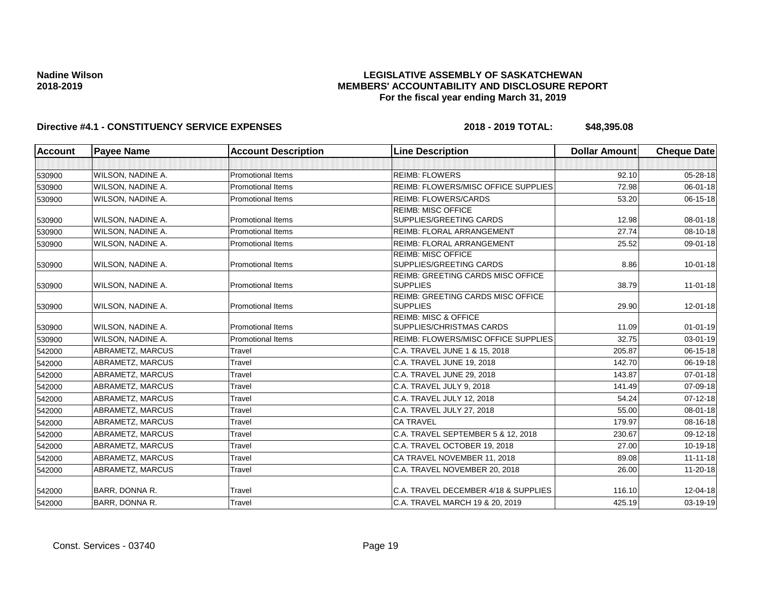**Nadine Wilson**
**2018-2019**

**LEGISLATIVE ASSEMBLY OF SASKATCHEWAN**
**MEMBERS' ACCOUNTABILITY AND DISCLOSURE REPORT**
**For the fiscal year ending March 31, 2019**

**Directive #4.1 - CONSTITUENCY SERVICE EXPENSES** **2018 - 2019 TOTAL: $48,395.08**

| Account | Payee Name | Account Description | Line Description | Dollar Amount | Cheque Date |
|---|---|---|---|---|---|
| | | | | | |
| 530900 | WILSON, NADINE A. | Promotional Items | REIMB: FLOWERS | 92.10 | 05-28-18 |
| 530900 | WILSON, NADINE A. | Promotional Items | REIMB: FLOWERS/MISC OFFICE SUPPLIES | 72.98 | 06-01-18 |
| 530900 | WILSON, NADINE A. | Promotional Items | REIMB: FLOWERS/CARDS | 53.20 | 06-15-18 |
| 530900 | WILSON, NADINE A. | Promotional Items | REIMB: MISC OFFICE SUPPLIES/GREETING CARDS | 12.98 | 08-01-18 |
| 530900 | WILSON, NADINE A. | Promotional Items | REIMB: FLORAL ARRANGEMENT | 27.74 | 08-10-18 |
| 530900 | WILSON, NADINE A. | Promotional Items | REIMB: FLORAL ARRANGEMENT | 25.52 | 09-01-18 |
| 530900 | WILSON, NADINE A. | Promotional Items | REIMB: MISC OFFICE SUPPLIES/GREETING CARDS | 8.86 | 10-01-18 |
| 530900 | WILSON, NADINE A. | Promotional Items | REIMB: GREETING CARDS MISC OFFICE SUPPLIES | 38.79 | 11-01-18 |
| 530900 | WILSON, NADINE A. | Promotional Items | REIMB: GREETING CARDS MISC OFFICE SUPPLIES | 29.90 | 12-01-18 |
| 530900 | WILSON, NADINE A. | Promotional Items | REIMB: MISC & OFFICE SUPPLIES/CHRISTMAS CARDS | 11.09 | 01-01-19 |
| 530900 | WILSON, NADINE A. | Promotional Items | REIMB: FLOWERS/MISC OFFICE SUPPLIES | 32.75 | 03-01-19 |
| 542000 | ABRAMETZ, MARCUS | Travel | C.A. TRAVEL JUNE 1 & 15, 2018 | 205.87 | 06-15-18 |
| 542000 | ABRAMETZ, MARCUS | Travel | C.A. TRAVEL JUNE 19, 2018 | 142.70 | 06-19-18 |
| 542000 | ABRAMETZ, MARCUS | Travel | C.A. TRAVEL JUNE 29, 2018 | 143.87 | 07-01-18 |
| 542000 | ABRAMETZ, MARCUS | Travel | C.A. TRAVEL JULY 9, 2018 | 141.49 | 07-09-18 |
| 542000 | ABRAMETZ, MARCUS | Travel | C.A. TRAVEL JULY 12, 2018 | 54.24 | 07-12-18 |
| 542000 | ABRAMETZ, MARCUS | Travel | C.A. TRAVEL JULY 27, 2018 | 55.00 | 08-01-18 |
| 542000 | ABRAMETZ, MARCUS | Travel | CA TRAVEL | 179.97 | 08-16-18 |
| 542000 | ABRAMETZ, MARCUS | Travel | C.A. TRAVEL SEPTEMBER 5 & 12, 2018 | 230.67 | 09-12-18 |
| 542000 | ABRAMETZ, MARCUS | Travel | C.A. TRAVEL OCTOBER 19, 2018 | 27.00 | 10-19-18 |
| 542000 | ABRAMETZ, MARCUS | Travel | CA TRAVEL NOVEMBER 11, 2018 | 89.08 | 11-11-18 |
| 542000 | ABRAMETZ, MARCUS | Travel | C.A. TRAVEL NOVEMBER 20, 2018 | 26.00 | 11-20-18 |
| 542000 | BARR, DONNA R. | Travel | C.A. TRAVEL DECEMBER 4/18 & SUPPLIES | 116.10 | 12-04-18 |
| 542000 | BARR, DONNA R. | Travel | C.A. TRAVEL MARCH 19 & 20, 2019 | 425.19 | 03-19-19 |

Const. Services - 03740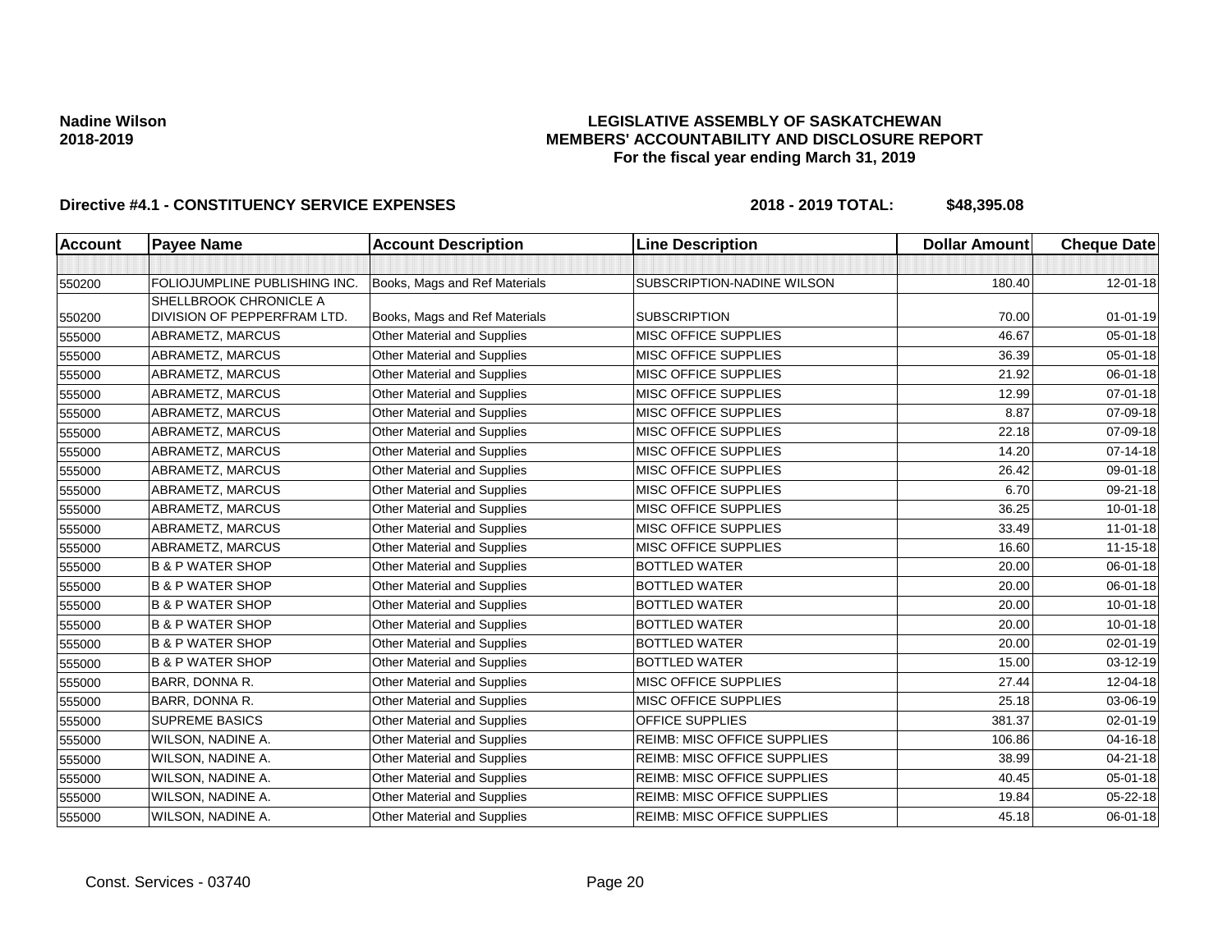**Nadine Wilson**
**2018-2019**

**LEGISLATIVE ASSEMBLY OF SASKATCHEWAN**
**MEMBERS' ACCOUNTABILITY AND DISCLOSURE REPORT**
**For the fiscal year ending March 31, 2019**

**Directive #4.1 - CONSTITUENCY SERVICE EXPENSES** **2018 - 2019 TOTAL: $48,395.08**

| Account | Payee Name | Account Description | Line Description | Dollar Amount | Cheque Date |
|---|---|---|---|---|---|
| | | | | | |
| 550200 | FOLIOJUMPLINE PUBLISHING INC. | Books, Mags and Ref Materials | SUBSCRIPTION-NADINE WILSON | 180.40 | 12-01-18 |
| 550200 | SHELLBROOK CHRONICLE A DIVISION OF PEPPERFRAM LTD. | Books, Mags and Ref Materials | SUBSCRIPTION | 70.00 | 01-01-19 |
| 555000 | ABRAMETZ, MARCUS | Other Material and Supplies | MISC OFFICE SUPPLIES | 46.67 | 05-01-18 |
| 555000 | ABRAMETZ, MARCUS | Other Material and Supplies | MISC OFFICE SUPPLIES | 36.39 | 05-01-18 |
| 555000 | ABRAMETZ, MARCUS | Other Material and Supplies | MISC OFFICE SUPPLIES | 21.92 | 06-01-18 |
| 555000 | ABRAMETZ, MARCUS | Other Material and Supplies | MISC OFFICE SUPPLIES | 12.99 | 07-01-18 |
| 555000 | ABRAMETZ, MARCUS | Other Material and Supplies | MISC OFFICE SUPPLIES | 8.87 | 07-09-18 |
| 555000 | ABRAMETZ, MARCUS | Other Material and Supplies | MISC OFFICE SUPPLIES | 22.18 | 07-09-18 |
| 555000 | ABRAMETZ, MARCUS | Other Material and Supplies | MISC OFFICE SUPPLIES | 14.20 | 07-14-18 |
| 555000 | ABRAMETZ, MARCUS | Other Material and Supplies | MISC OFFICE SUPPLIES | 26.42 | 09-01-18 |
| 555000 | ABRAMETZ, MARCUS | Other Material and Supplies | MISC OFFICE SUPPLIES | 6.70 | 09-21-18 |
| 555000 | ABRAMETZ, MARCUS | Other Material and Supplies | MISC OFFICE SUPPLIES | 36.25 | 10-01-18 |
| 555000 | ABRAMETZ, MARCUS | Other Material and Supplies | MISC OFFICE SUPPLIES | 33.49 | 11-01-18 |
| 555000 | ABRAMETZ, MARCUS | Other Material and Supplies | MISC OFFICE SUPPLIES | 16.60 | 11-15-18 |
| 555000 | B & P WATER SHOP | Other Material and Supplies | BOTTLED WATER | 20.00 | 06-01-18 |
| 555000 | B & P WATER SHOP | Other Material and Supplies | BOTTLED WATER | 20.00 | 06-01-18 |
| 555000 | B & P WATER SHOP | Other Material and Supplies | BOTTLED WATER | 20.00 | 10-01-18 |
| 555000 | B & P WATER SHOP | Other Material and Supplies | BOTTLED WATER | 20.00 | 10-01-18 |
| 555000 | B & P WATER SHOP | Other Material and Supplies | BOTTLED WATER | 20.00 | 02-01-19 |
| 555000 | B & P WATER SHOP | Other Material and Supplies | BOTTLED WATER | 15.00 | 03-12-19 |
| 555000 | BARR, DONNA R. | Other Material and Supplies | MISC OFFICE SUPPLIES | 27.44 | 12-04-18 |
| 555000 | BARR, DONNA R. | Other Material and Supplies | MISC OFFICE SUPPLIES | 25.18 | 03-06-19 |
| 555000 | SUPREME BASICS | Other Material and Supplies | OFFICE SUPPLIES | 381.37 | 02-01-19 |
| 555000 | WILSON, NADINE A. | Other Material and Supplies | REIMB: MISC OFFICE SUPPLIES | 106.86 | 04-16-18 |
| 555000 | WILSON, NADINE A. | Other Material and Supplies | REIMB: MISC OFFICE SUPPLIES | 38.99 | 04-21-18 |
| 555000 | WILSON, NADINE A. | Other Material and Supplies | REIMB: MISC OFFICE SUPPLIES | 40.45 | 05-01-18 |
| 555000 | WILSON, NADINE A. | Other Material and Supplies | REIMB: MISC OFFICE SUPPLIES | 19.84 | 05-22-18 |
| 555000 | WILSON, NADINE A. | Other Material and Supplies | REIMB: MISC OFFICE SUPPLIES | 45.18 | 06-01-18 |

Const. Services - 03740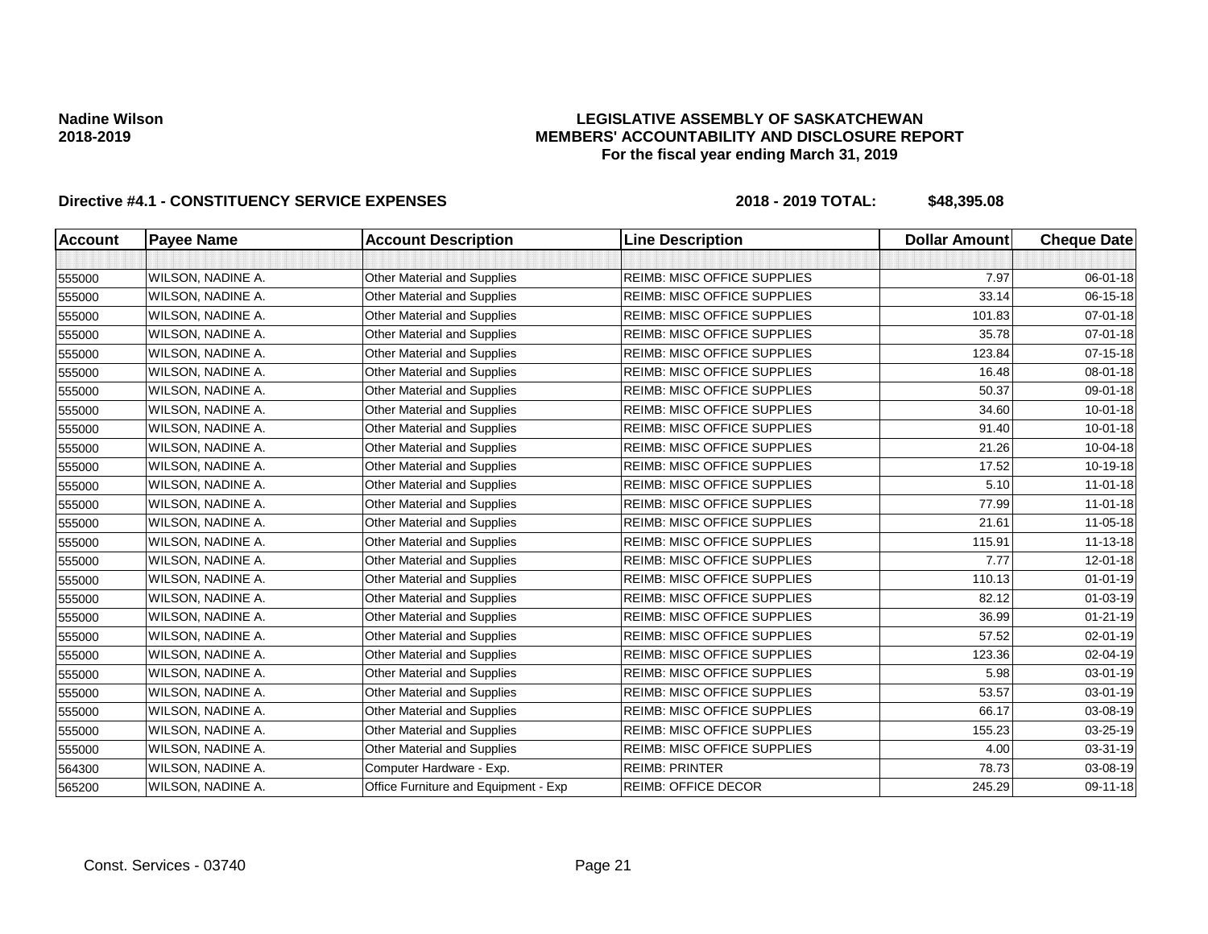**Nadine Wilson**
**2018-2019**

**LEGISLATIVE ASSEMBLY OF SASKATCHEWAN**
**MEMBERS' ACCOUNTABILITY AND DISCLOSURE REPORT**
**For the fiscal year ending March 31, 2019**

**Directive #4.1 - CONSTITUENCY SERVICE EXPENSES** **2018 - 2019 TOTAL: $48,395.08**

| Account | Payee Name | Account Description | Line Description | Dollar Amount | Cheque Date |
|---|---|---|---|---|---|
| | | | | | |
| 555000 | WILSON, NADINE A. | Other Material and Supplies | REIMB: MISC OFFICE SUPPLIES | 7.97 | 06-01-18 |
| 555000 | WILSON, NADINE A. | Other Material and Supplies | REIMB: MISC OFFICE SUPPLIES | 33.14 | 06-15-18 |
| 555000 | WILSON, NADINE A. | Other Material and Supplies | REIMB: MISC OFFICE SUPPLIES | 101.83 | 07-01-18 |
| 555000 | WILSON, NADINE A. | Other Material and Supplies | REIMB: MISC OFFICE SUPPLIES | 35.78 | 07-01-18 |
| 555000 | WILSON, NADINE A. | Other Material and Supplies | REIMB: MISC OFFICE SUPPLIES | 123.84 | 07-15-18 |
| 555000 | WILSON, NADINE A. | Other Material and Supplies | REIMB: MISC OFFICE SUPPLIES | 16.48 | 08-01-18 |
| 555000 | WILSON, NADINE A. | Other Material and Supplies | REIMB: MISC OFFICE SUPPLIES | 50.37 | 09-01-18 |
| 555000 | WILSON, NADINE A. | Other Material and Supplies | REIMB: MISC OFFICE SUPPLIES | 34.60 | 10-01-18 |
| 555000 | WILSON, NADINE A. | Other Material and Supplies | REIMB: MISC OFFICE SUPPLIES | 91.40 | 10-01-18 |
| 555000 | WILSON, NADINE A. | Other Material and Supplies | REIMB: MISC OFFICE SUPPLIES | 21.26 | 10-04-18 |
| 555000 | WILSON, NADINE A. | Other Material and Supplies | REIMB: MISC OFFICE SUPPLIES | 17.52 | 10-19-18 |
| 555000 | WILSON, NADINE A. | Other Material and Supplies | REIMB: MISC OFFICE SUPPLIES | 5.10 | 11-01-18 |
| 555000 | WILSON, NADINE A. | Other Material and Supplies | REIMB: MISC OFFICE SUPPLIES | 77.99 | 11-01-18 |
| 555000 | WILSON, NADINE A. | Other Material and Supplies | REIMB: MISC OFFICE SUPPLIES | 21.61 | 11-05-18 |
| 555000 | WILSON, NADINE A. | Other Material and Supplies | REIMB: MISC OFFICE SUPPLIES | 115.91 | 11-13-18 |
| 555000 | WILSON, NADINE A. | Other Material and Supplies | REIMB: MISC OFFICE SUPPLIES | 7.77 | 12-01-18 |
| 555000 | WILSON, NADINE A. | Other Material and Supplies | REIMB: MISC OFFICE SUPPLIES | 110.13 | 01-01-19 |
| 555000 | WILSON, NADINE A. | Other Material and Supplies | REIMB: MISC OFFICE SUPPLIES | 82.12 | 01-03-19 |
| 555000 | WILSON, NADINE A. | Other Material and Supplies | REIMB: MISC OFFICE SUPPLIES | 36.99 | 01-21-19 |
| 555000 | WILSON, NADINE A. | Other Material and Supplies | REIMB: MISC OFFICE SUPPLIES | 57.52 | 02-01-19 |
| 555000 | WILSON, NADINE A. | Other Material and Supplies | REIMB: MISC OFFICE SUPPLIES | 123.36 | 02-04-19 |
| 555000 | WILSON, NADINE A. | Other Material and Supplies | REIMB: MISC OFFICE SUPPLIES | 5.98 | 03-01-19 |
| 555000 | WILSON, NADINE A. | Other Material and Supplies | REIMB: MISC OFFICE SUPPLIES | 53.57 | 03-01-19 |
| 555000 | WILSON, NADINE A. | Other Material and Supplies | REIMB: MISC OFFICE SUPPLIES | 66.17 | 03-08-19 |
| 555000 | WILSON, NADINE A. | Other Material and Supplies | REIMB: MISC OFFICE SUPPLIES | 155.23 | 03-25-19 |
| 555000 | WILSON, NADINE A. | Other Material and Supplies | REIMB: MISC OFFICE SUPPLIES | 4.00 | 03-31-19 |
| 564300 | WILSON, NADINE A. | Computer Hardware - Exp. | REIMB: PRINTER | 78.73 | 03-08-19 |
| 565200 | WILSON, NADINE A. | Office Furniture and Equipment - Exp | REIMB: OFFICE DECOR | 245.29 | 09-11-18 |

Const. Services - 03740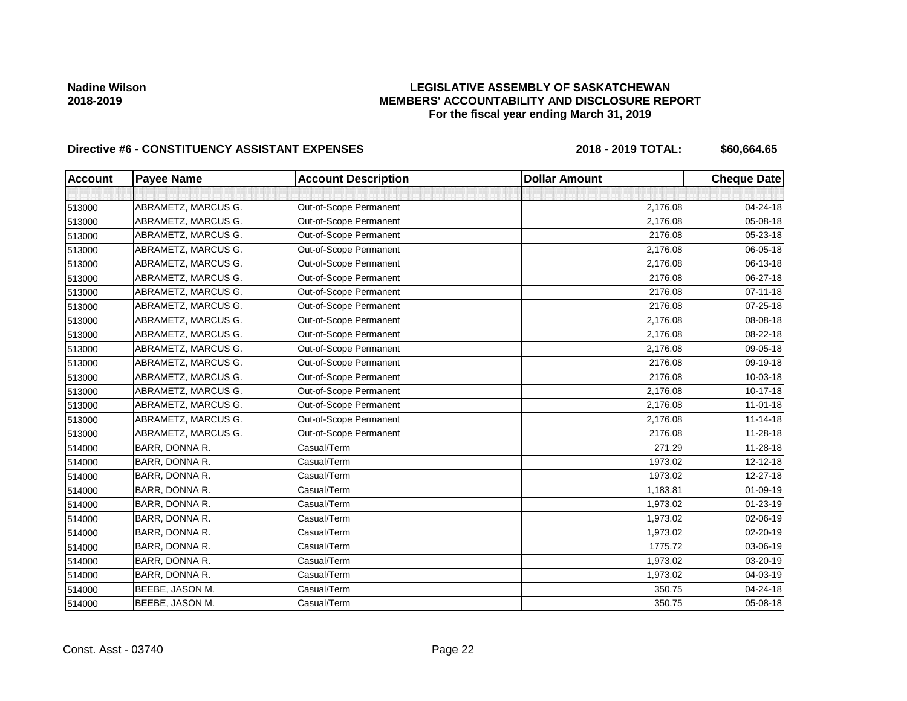**Nadine Wilson**
**2018-2019**

# LEGISLATIVE ASSEMBLY OF SASKATCHEWAN
## MEMBERS' ACCOUNTABILITY AND DISCLOSURE REPORT
### For the fiscal year ending March 31, 2019

**Directive #6 - CONSTITUENCY ASSISTANT EXPENSES** **2018 - 2019 TOTAL: $60,664.65**

| Account | Payee Name | Account Description | Dollar Amount | Cheque Date |
|---|---|---|---|---|
| | | | | |
| 513000 | ABRAMETZ, MARCUS G. | Out-of-Scope Permanent | 2,176.08 | 04-24-18 |
| 513000 | ABRAMETZ, MARCUS G. | Out-of-Scope Permanent | 2,176.08 | 05-08-18 |
| 513000 | ABRAMETZ, MARCUS G. | Out-of-Scope Permanent | 2176.08 | 05-23-18 |
| 513000 | ABRAMETZ, MARCUS G. | Out-of-Scope Permanent | 2,176.08 | 06-05-18 |
| 513000 | ABRAMETZ, MARCUS G. | Out-of-Scope Permanent | 2,176.08 | 06-13-18 |
| 513000 | ABRAMETZ, MARCUS G. | Out-of-Scope Permanent | 2176.08 | 06-27-18 |
| 513000 | ABRAMETZ, MARCUS G. | Out-of-Scope Permanent | 2176.08 | 07-11-18 |
| 513000 | ABRAMETZ, MARCUS G. | Out-of-Scope Permanent | 2176.08 | 07-25-18 |
| 513000 | ABRAMETZ, MARCUS G. | Out-of-Scope Permanent | 2,176.08 | 08-08-18 |
| 513000 | ABRAMETZ, MARCUS G. | Out-of-Scope Permanent | 2,176.08 | 08-22-18 |
| 513000 | ABRAMETZ, MARCUS G. | Out-of-Scope Permanent | 2,176.08 | 09-05-18 |
| 513000 | ABRAMETZ, MARCUS G. | Out-of-Scope Permanent | 2176.08 | 09-19-18 |
| 513000 | ABRAMETZ, MARCUS G. | Out-of-Scope Permanent | 2176.08 | 10-03-18 |
| 513000 | ABRAMETZ, MARCUS G. | Out-of-Scope Permanent | 2,176.08 | 10-17-18 |
| 513000 | ABRAMETZ, MARCUS G. | Out-of-Scope Permanent | 2,176.08 | 11-01-18 |
| 513000 | ABRAMETZ, MARCUS G. | Out-of-Scope Permanent | 2,176.08 | 11-14-18 |
| 513000 | ABRAMETZ, MARCUS G. | Out-of-Scope Permanent | 2176.08 | 11-28-18 |
| 514000 | BARR, DONNA R. | Casual/Term | 271.29 | 11-28-18 |
| 514000 | BARR, DONNA R. | Casual/Term | 1973.02 | 12-12-18 |
| 514000 | BARR, DONNA R. | Casual/Term | 1973.02 | 12-27-18 |
| 514000 | BARR, DONNA R. | Casual/Term | 1,183.81 | 01-09-19 |
| 514000 | BARR, DONNA R. | Casual/Term | 1,973.02 | 01-23-19 |
| 514000 | BARR, DONNA R. | Casual/Term | 1,973.02 | 02-06-19 |
| 514000 | BARR, DONNA R. | Casual/Term | 1,973.02 | 02-20-19 |
| 514000 | BARR, DONNA R. | Casual/Term | 1775.72 | 03-06-19 |
| 514000 | BARR, DONNA R. | Casual/Term | 1,973.02 | 03-20-19 |
| 514000 | BARR, DONNA R. | Casual/Term | 1,973.02 | 04-03-19 |
| 514000 | BEEBE, JASON M. | Casual/Term | 350.75 | 04-24-18 |
| 514000 | BEEBE, JASON M. | Casual/Term | 350.75 | 05-08-18 |

Const. Asst - 03740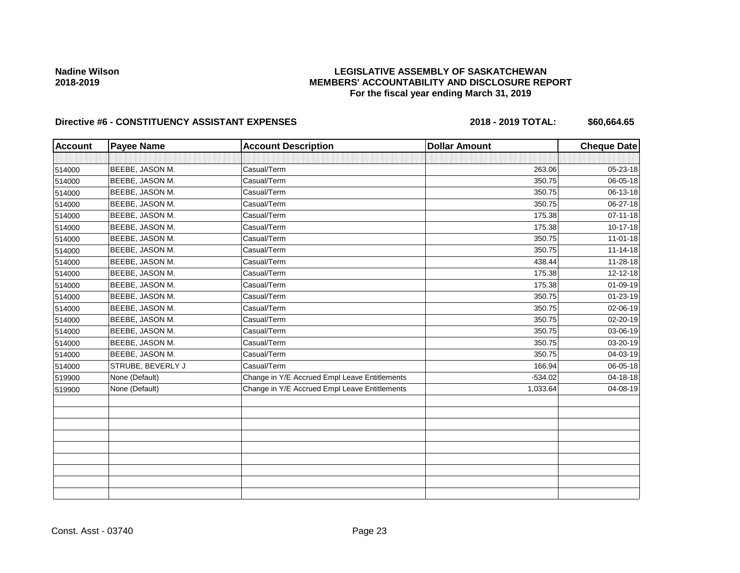**Nadine Wilson**
**2018-2019**

**LEGISLATIVE ASSEMBLY OF SASKATCHEWAN**
**MEMBERS' ACCOUNTABILITY AND DISCLOSURE REPORT**
**For the fiscal year ending March 31, 2019**

**Directive #6 - CONSTITUENCY ASSISTANT EXPENSES** **2018 - 2019 TOTAL: $60,664.65**

| Account | Payee Name | Account Description | Dollar Amount | Cheque Date |
|---|---|---|---|---|
| 514000 | BEEBE, JASON M. | Casual/Term | 263.06 | 05-23-18 |
| 514000 | BEEBE, JASON M. | Casual/Term | 350.75 | 06-05-18 |
| 514000 | BEEBE, JASON M. | Casual/Term | 350.75 | 06-13-18 |
| 514000 | BEEBE, JASON M. | Casual/Term | 350.75 | 06-27-18 |
| 514000 | BEEBE, JASON M. | Casual/Term | 175.38 | 07-11-18 |
| 514000 | BEEBE, JASON M. | Casual/Term | 175.38 | 10-17-18 |
| 514000 | BEEBE, JASON M. | Casual/Term | 350.75 | 11-01-18 |
| 514000 | BEEBE, JASON M. | Casual/Term | 350.75 | 11-14-18 |
| 514000 | BEEBE, JASON M. | Casual/Term | 438.44 | 11-28-18 |
| 514000 | BEEBE, JASON M. | Casual/Term | 175.38 | 12-12-18 |
| 514000 | BEEBE, JASON M. | Casual/Term | 175.38 | 01-09-19 |
| 514000 | BEEBE, JASON M. | Casual/Term | 350.75 | 01-23-19 |
| 514000 | BEEBE, JASON M. | Casual/Term | 350.75 | 02-06-19 |
| 514000 | BEEBE, JASON M. | Casual/Term | 350.75 | 02-20-19 |
| 514000 | BEEBE, JASON M. | Casual/Term | 350.75 | 03-06-19 |
| 514000 | BEEBE, JASON M. | Casual/Term | 350.75 | 03-20-19 |
| 514000 | BEEBE, JASON M. | Casual/Term | 350.75 | 04-03-19 |
| 514000 | STRUBE, BEVERLY J | Casual/Term | 166.94 | 06-05-18 |
| 519900 | None (Default) | Change in Y/E Accrued Empl Leave Entitlements | -534.02 | 04-18-18 |
| 519900 | None (Default) | Change in Y/E Accrued Empl Leave Entitlements | 1,033.64 | 04-08-19 |

Const. Asst - 03740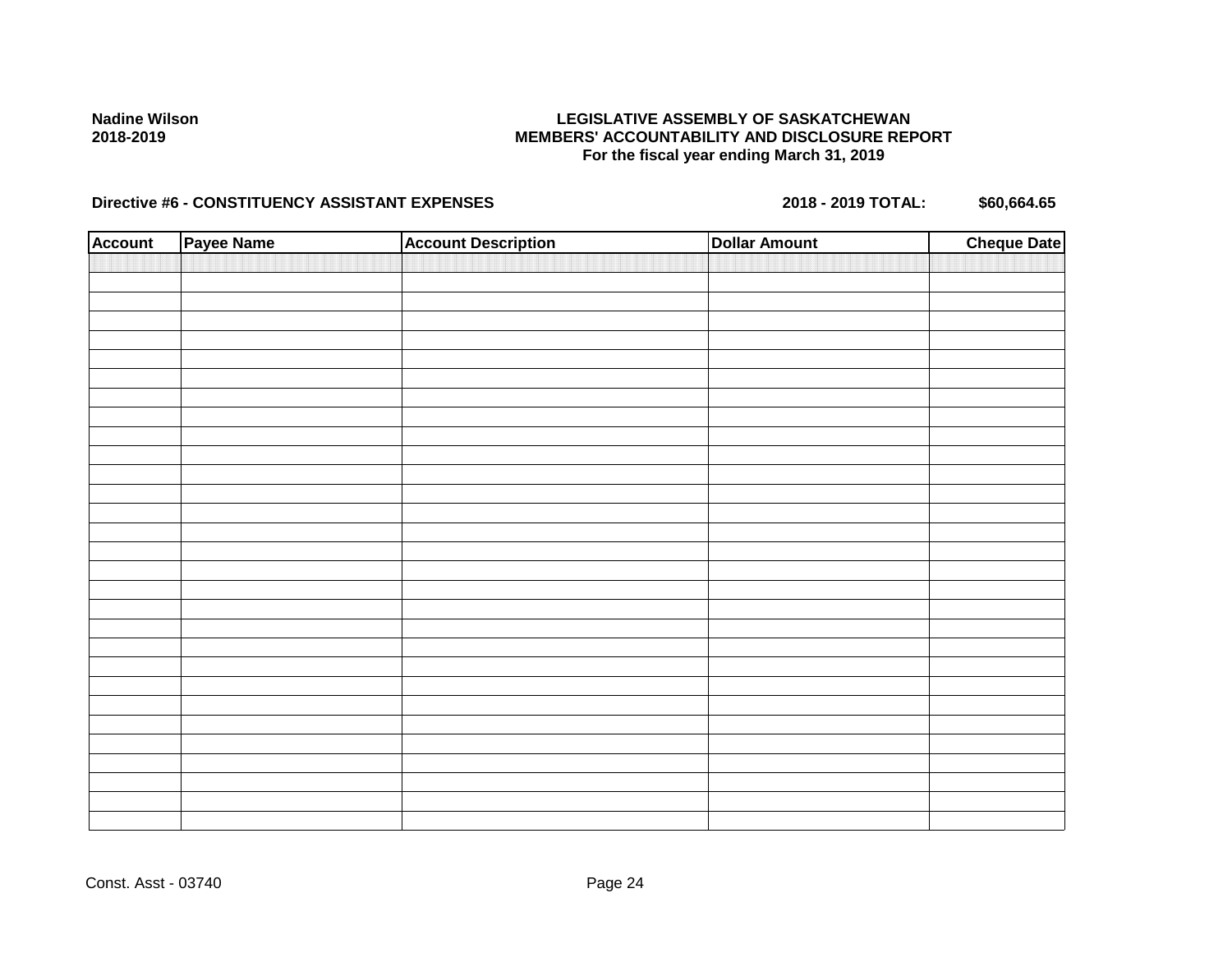Nadine Wilson
2018-2019

**LEGISLATIVE ASSEMBLY OF SASKATCHEWAN**
**MEMBERS' ACCOUNTABILITY AND DISCLOSURE REPORT**
**For the fiscal year ending March 31, 2019**

**Directive #6 - CONSTITUENCY ASSISTANT EXPENSES** **2018 - 2019 TOTAL: $60,664.65**

| Account | Payee Name | Account Description | Dollar Amount | Cheque Date |
|---|---|---|---|---|
| | | | | |

Const. Asst - 03740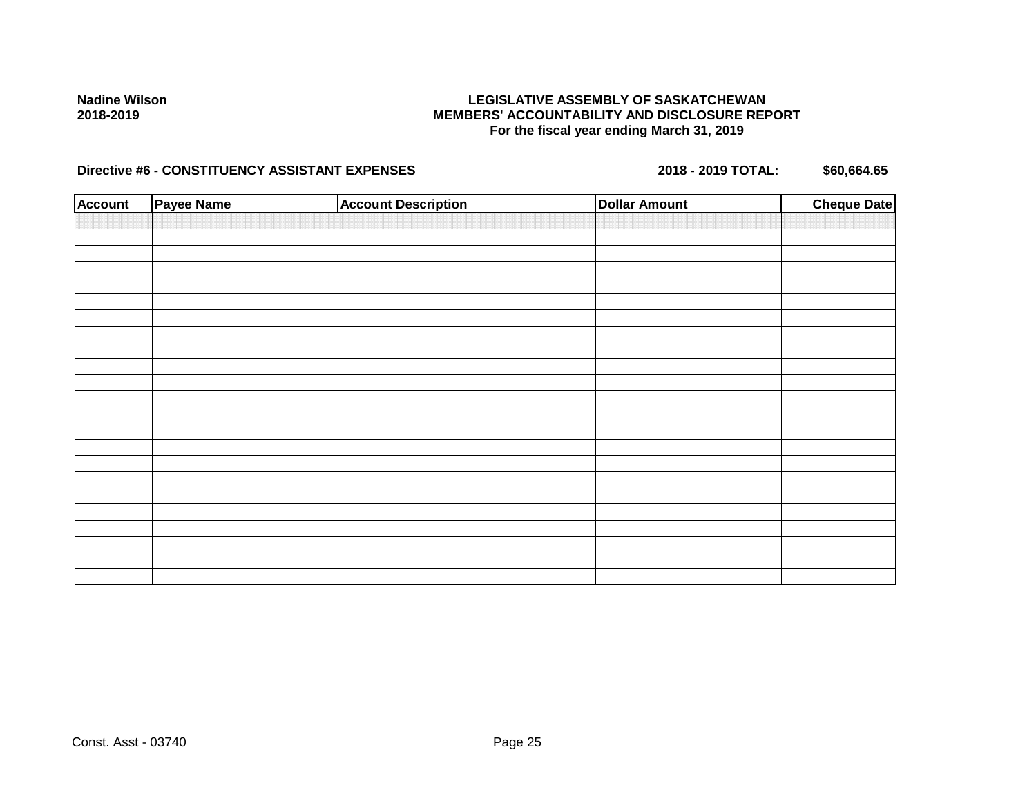Nadine Wilson
2018-2019

**LEGISLATIVE ASSEMBLY OF SASKATCHEWAN**
**MEMBERS' ACCOUNTABILITY AND DISCLOSURE REPORT**
**For the fiscal year ending March 31, 2019**

**Directive #6 - CONSTITUENCY ASSISTANT EXPENSES** **2018 - 2019 TOTAL: $60,664.65**

| Account | Payee Name | Account Description | Dollar Amount | Cheque Date |
|---|---|---|---|---|
| | | | | |

Const. Asst - 03740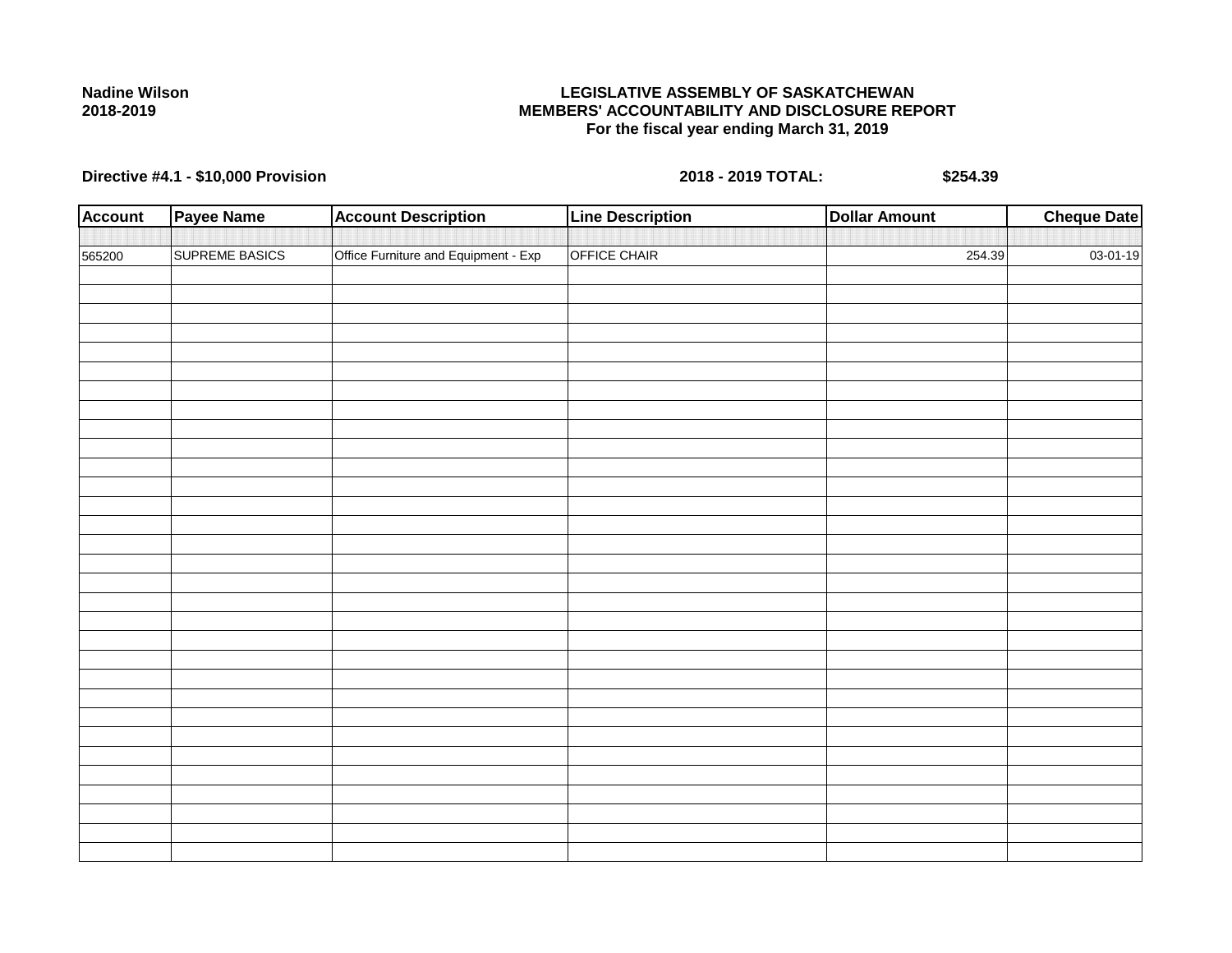**Nadine Wilson**
**2018-2019**

**LEGISLATIVE ASSEMBLY OF SASKATCHEWAN**
**MEMBERS' ACCOUNTABILITY AND DISCLOSURE REPORT**
**For the fiscal year ending March 31, 2019**

**Directive #4.1 - $10,000 Provision** **2018 - 2019 TOTAL: $254.39**

| Account | Payee Name | Account Description | Line Description | Dollar Amount | Cheque Date |
|---|---|---|---|---|---|
| 565200 | SUPREME BASICS | Office Furniture and Equipment - Exp | OFFICE CHAIR | 254.39 | 03-01-19 |